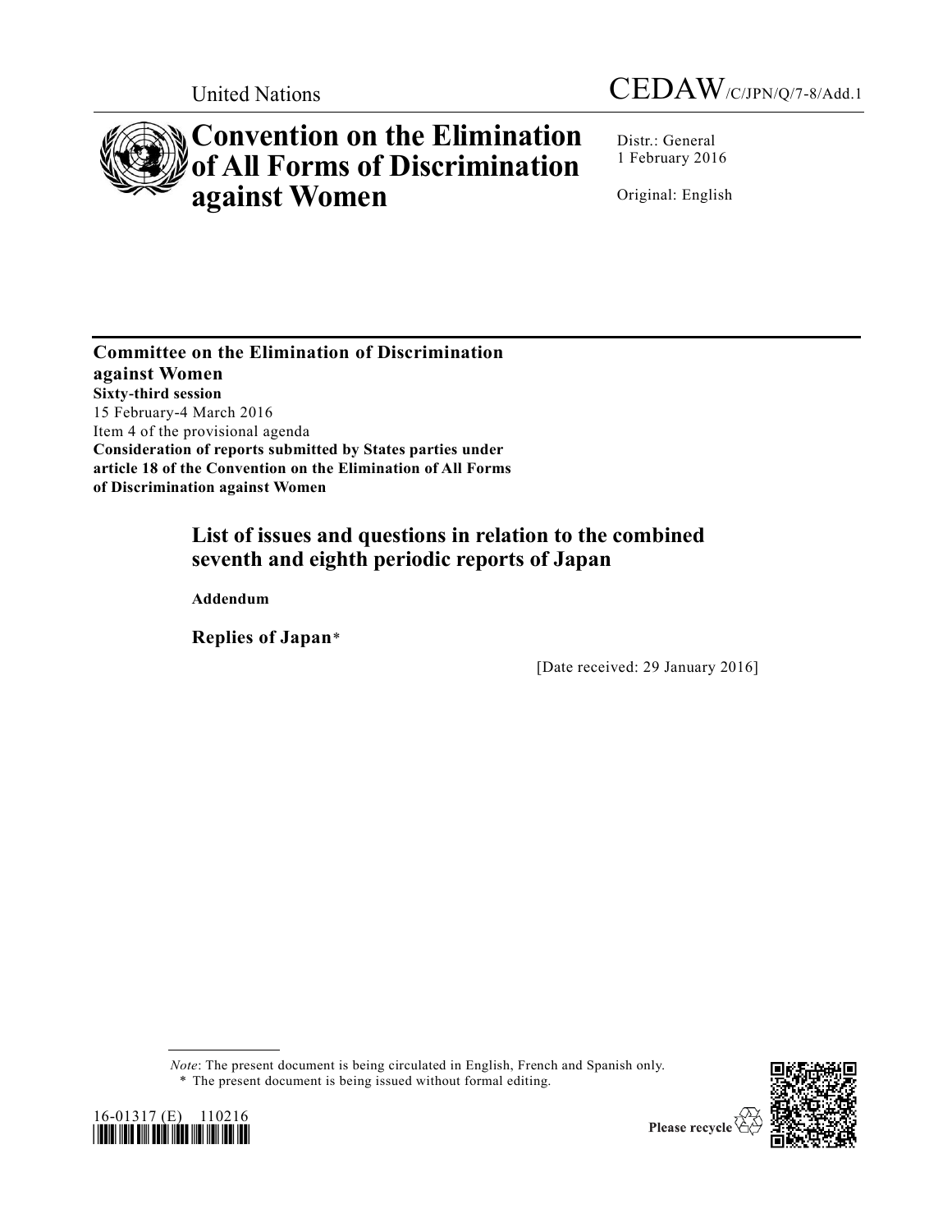United Nations

CEDAW/C/JPN/Q/7-8/Add.1

# Convention on the Elimination of All Forms of Discrimination against Women

Distr.: General
1 February 2016

Original: English

**Committee on the Elimination of Discrimination against Women**
**Sixty-third session**
15 February-4 March 2016
Item 4 of the provisional agenda
**Consideration of reports submitted by States parties under article 18 of the Convention on the Elimination of All Forms of Discrimination against Women**

## List of issues and questions in relation to the combined seventh and eighth periodic reports of Japan

**Addendum**

**Replies of Japan***

[Date received: 29 January 2016]

*Note*: The present document is being circulated in English, French and Spanish only.
\* The present document is being issued without formal editing.

16-01317 (E) 110216

Please recycle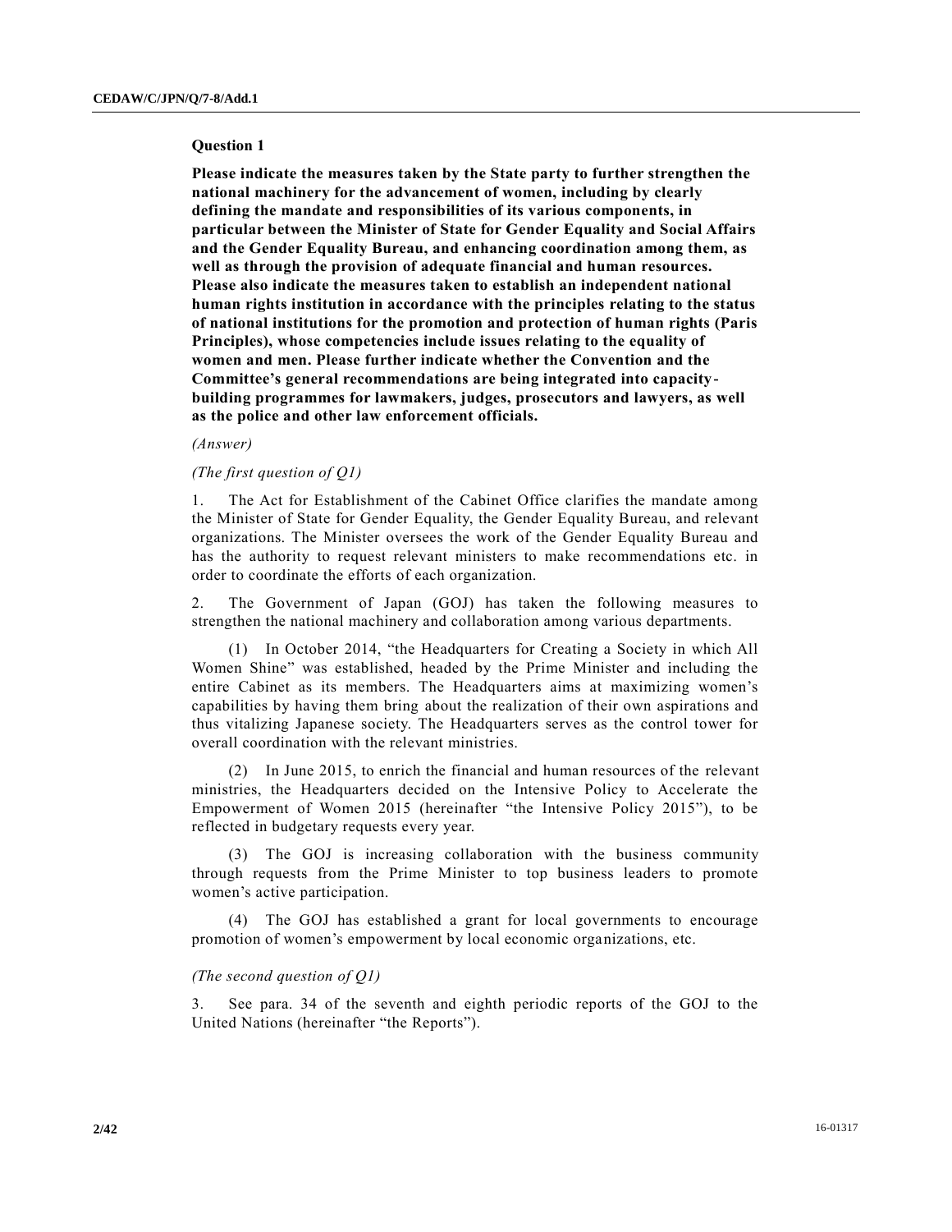**Question 1**

**Please indicate the measures taken by the State party to further strengthen the national machinery for the advancement of women, including by clearly defining the mandate and responsibilities of its various components, in particular between the Minister of State for Gender Equality and Social Affairs and the Gender Equality Bureau, and enhancing coordination among them, as well as through the provision of adequate financial and human resources. Please also indicate the measures taken to establish an independent national human rights institution in accordance with the principles relating to the status of national institutions for the promotion and protection of human rights (Paris Principles), whose competencies include issues relating to the equality of women and men. Please further indicate whether the Convention and the Committee's general recommendations are being integrated into capacity-building programmes for lawmakers, judges, prosecutors and lawyers, as well as the police and other law enforcement officials.**

*(Answer)*

*(The first question of Q1)*

1. The Act for Establishment of the Cabinet Office clarifies the mandate among the Minister of State for Gender Equality, the Gender Equality Bureau, and relevant organizations. The Minister oversees the work of the Gender Equality Bureau and has the authority to request relevant ministers to make recommendations etc. in order to coordinate the efforts of each organization.

2. The Government of Japan (GOJ) has taken the following measures to strengthen the national machinery and collaboration among various departments.

(1) In October 2014, "the Headquarters for Creating a Society in which All Women Shine" was established, headed by the Prime Minister and including the entire Cabinet as its members. The Headquarters aims at maximizing women's capabilities by having them bring about the realization of their own aspirations and thus vitalizing Japanese society. The Headquarters serves as the control tower for overall coordination with the relevant ministries.

(2) In June 2015, to enrich the financial and human resources of the relevant ministries, the Headquarters decided on the Intensive Policy to Accelerate the Empowerment of Women 2015 (hereinafter "the Intensive Policy 2015"), to be reflected in budgetary requests every year.

(3) The GOJ is increasing collaboration with the business community through requests from the Prime Minister to top business leaders to promote women's active participation.

(4) The GOJ has established a grant for local governments to encourage promotion of women's empowerment by local economic organizations, etc.

*(The second question of Q1)*

3. See para. 34 of the seventh and eighth periodic reports of the GOJ to the United Nations (hereinafter "the Reports").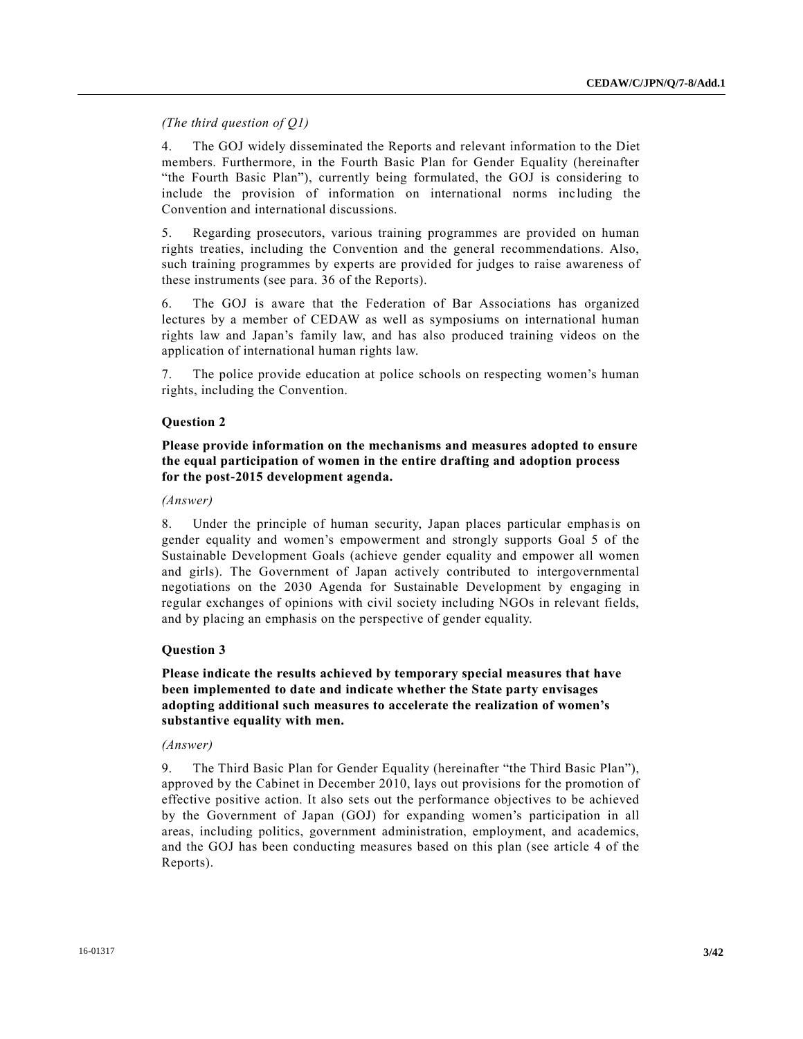*(The third question of Q1)*

4. The GOJ widely disseminated the Reports and relevant information to the Diet members. Furthermore, in the Fourth Basic Plan for Gender Equality (hereinafter "the Fourth Basic Plan"), currently being formulated, the GOJ is considering to include the provision of information on international norms including the Convention and international discussions.

5. Regarding prosecutors, various training programmes are provided on human rights treaties, including the Convention and the general recommendations. Also, such training programmes by experts are provided for judges to raise awareness of these instruments (see para. 36 of the Reports).

6. The GOJ is aware that the Federation of Bar Associations has organized lectures by a member of CEDAW as well as symposiums on international human rights law and Japan's family law, and has also produced training videos on the application of international human rights law.

7. The police provide education at police schools on respecting women's human rights, including the Convention.

### Question 2

**Please provide information on the mechanisms and measures adopted to ensure the equal participation of women in the entire drafting and adoption process for the post-2015 development agenda.**

*(Answer)*

8. Under the principle of human security, Japan places particular emphasis on gender equality and women's empowerment and strongly supports Goal 5 of the Sustainable Development Goals (achieve gender equality and empower all women and girls). The Government of Japan actively contributed to intergovernmental negotiations on the 2030 Agenda for Sustainable Development by engaging in regular exchanges of opinions with civil society including NGOs in relevant fields, and by placing an emphasis on the perspective of gender equality.

### Question 3

**Please indicate the results achieved by temporary special measures that have been implemented to date and indicate whether the State party envisages adopting additional such measures to accelerate the realization of women's substantive equality with men.**

*(Answer)*

9. The Third Basic Plan for Gender Equality (hereinafter "the Third Basic Plan"), approved by the Cabinet in December 2010, lays out provisions for the promotion of effective positive action. It also sets out the performance objectives to be achieved by the Government of Japan (GOJ) for expanding women's participation in all areas, including politics, government administration, employment, and academics, and the GOJ has been conducting measures based on this plan (see article 4 of the Reports).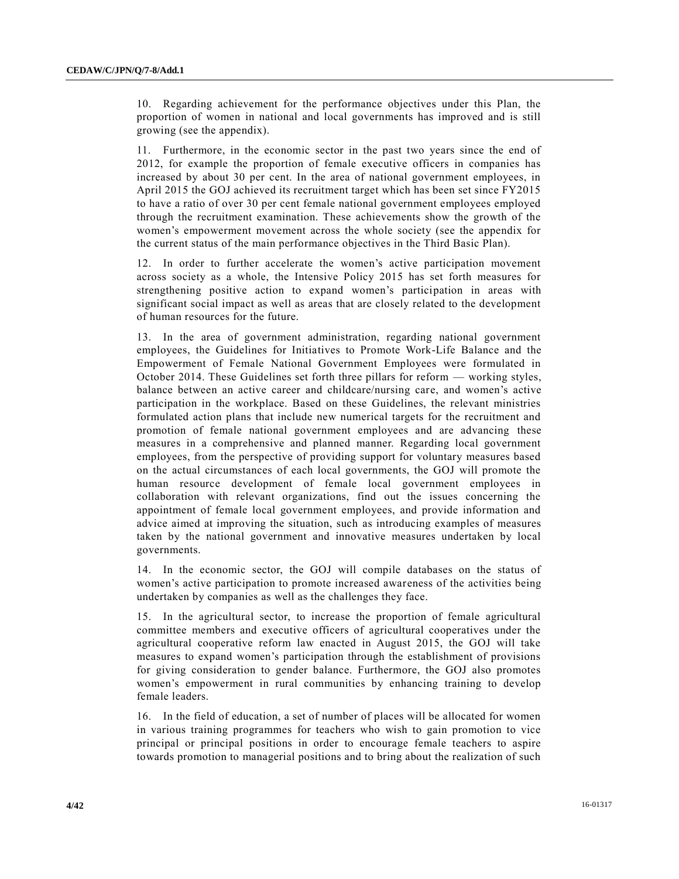10. Regarding achievement for the performance objectives under this Plan, the proportion of women in national and local governments has improved and is still growing (see the appendix).

11. Furthermore, in the economic sector in the past two years since the end of 2012, for example the proportion of female executive officers in companies has increased by about 30 per cent. In the area of national government employees, in April 2015 the GOJ achieved its recruitment target which has been set since FY2015 to have a ratio of over 30 per cent female national government employees employed through the recruitment examination. These achievements show the growth of the women's empowerment movement across the whole society (see the appendix for the current status of the main performance objectives in the Third Basic Plan).

12. In order to further accelerate the women's active participation movement across society as a whole, the Intensive Policy 2015 has set forth measures for strengthening positive action to expand women's participation in areas with significant social impact as well as areas that are closely related to the development of human resources for the future.

13. In the area of government administration, regarding national government employees, the Guidelines for Initiatives to Promote Work-Life Balance and the Empowerment of Female National Government Employees were formulated in October 2014. These Guidelines set forth three pillars for reform — working styles, balance between an active career and childcare/nursing care, and women's active participation in the workplace. Based on these Guidelines, the relevant ministries formulated action plans that include new numerical targets for the recruitment and promotion of female national government employees and are advancing these measures in a comprehensive and planned manner. Regarding local government employees, from the perspective of providing support for voluntary measures based on the actual circumstances of each local governments, the GOJ will promote the human resource development of female local government employees in collaboration with relevant organizations, find out the issues concerning the appointment of female local government employees, and provide information and advice aimed at improving the situation, such as introducing examples of measures taken by the national government and innovative measures undertaken by local governments.

14. In the economic sector, the GOJ will compile databases on the status of women's active participation to promote increased awareness of the activities being undertaken by companies as well as the challenges they face.

15. In the agricultural sector, to increase the proportion of female agricultural committee members and executive officers of agricultural cooperatives under the agricultural cooperative reform law enacted in August 2015, the GOJ will take measures to expand women's participation through the establishment of provisions for giving consideration to gender balance. Furthermore, the GOJ also promotes women's empowerment in rural communities by enhancing training to develop female leaders.

16. In the field of education, a set of number of places will be allocated for women in various training programmes for teachers who wish to gain promotion to vice principal or principal positions in order to encourage female teachers to aspire towards promotion to managerial positions and to bring about the realization of such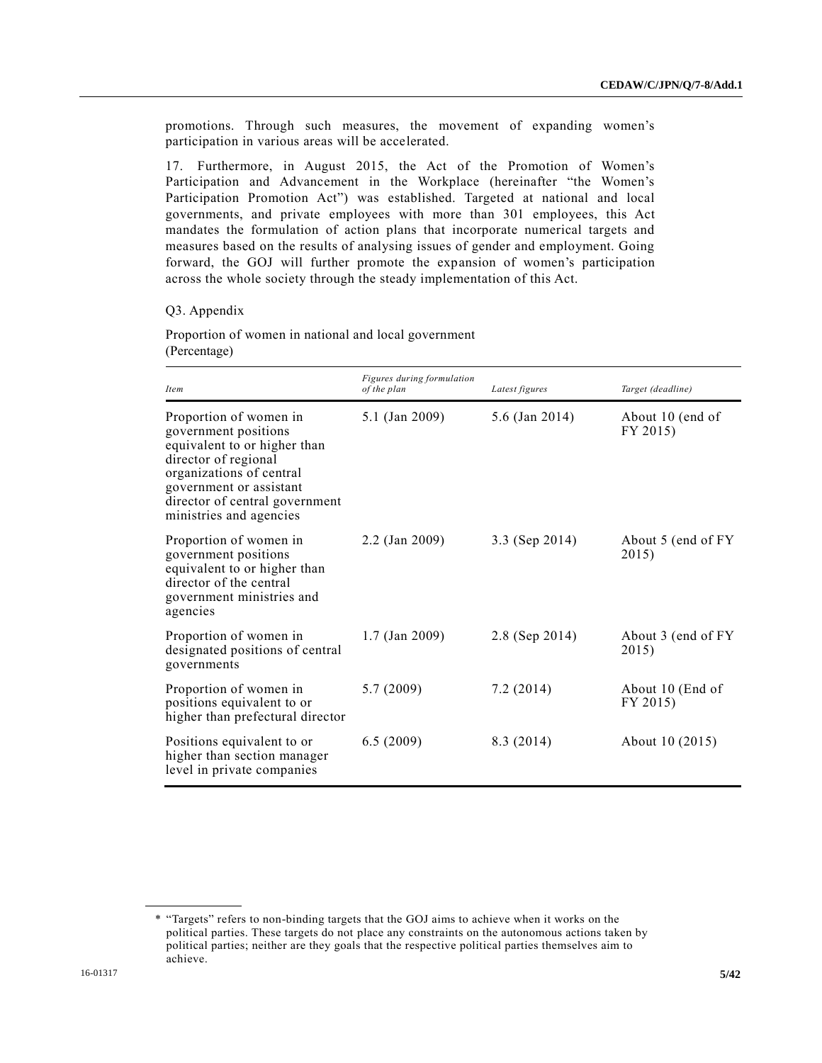promotions. Through such measures, the movement of expanding women's participation in various areas will be accelerated.

17. Furthermore, in August 2015, the Act of the Promotion of Women's Participation and Advancement in the Workplace (hereinafter "the Women's Participation Promotion Act") was established. Targeted at national and local governments, and private employees with more than 301 employees, this Act mandates the formulation of action plans that incorporate numerical targets and measures based on the results of analysing issues of gender and employment. Going forward, the GOJ will further promote the expansion of women's participation across the whole society through the steady implementation of this Act.

Q3. Appendix

Proportion of women in national and local government
(Percentage)

| *Item* | *Figures during formulation of the plan* | *Latest figures* | *Target (deadline)* |
|---|---|---|---|
| Proportion of women in government positions equivalent to or higher than director of regional organizations of central government or assistant director of central government ministries and agencies | 5.1 (Jan 2009) | 5.6 (Jan 2014) | About 10 (end of FY 2015) |
| Proportion of women in government positions equivalent to or higher than director of the central government ministries and agencies | 2.2 (Jan 2009) | 3.3 (Sep 2014) | About 5 (end of FY 2015) |
| Proportion of women in designated positions of central governments | 1.7 (Jan 2009) | 2.8 (Sep 2014) | About 3 (end of FY 2015) |
| Proportion of women in positions equivalent to or higher than prefectural director | 5.7 (2009) | 7.2 (2014) | About 10 (End of FY 2015) |
| Positions equivalent to or higher than section manager level in private companies | 6.5 (2009) | 8.3 (2014) | About 10 (2015) |

\* "Targets" refers to non-binding targets that the GOJ aims to achieve when it works on the political parties. These targets do not place any constraints on the autonomous actions taken by political parties; neither are they goals that the respective political parties themselves aim to achieve.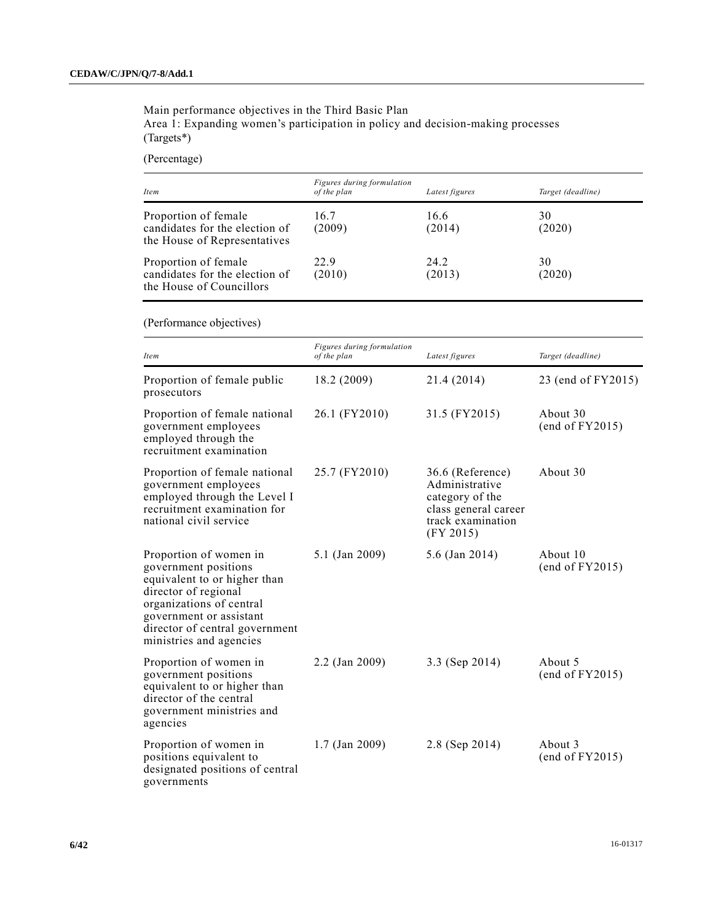Main performance objectives in the Third Basic Plan
Area 1: Expanding women's participation in policy and decision-making processes
(Targets*)

(Percentage)

| *Item* | *Figures during formulation of the plan* | *Latest figures* | *Target (deadline)* |
|---|---|---|---|
| Proportion of female candidates for the election of the House of Representatives | 16.7 (2009) | 16.6 (2014) | 30 (2020) |
| Proportion of female candidates for the election of the House of Councillors | 22.9 (2010) | 24.2 (2013) | 30 (2020) |

(Performance objectives)

| *Item* | *Figures during formulation of the plan* | *Latest figures* | *Target (deadline)* |
|---|---|---|---|
| Proportion of female public prosecutors | 18.2 (2009) | 21.4 (2014) | 23 (end of FY2015) |
| Proportion of female national government employees employed through the recruitment examination | 26.1 (FY2010) | 31.5 (FY2015) | About 30 (end of FY2015) |
| Proportion of female national government employees employed through the Level I recruitment examination for national civil service | 25.7 (FY2010) | 36.6 (Reference) Administrative category of the class general career track examination (FY 2015) | About 30 |
| Proportion of women in government positions equivalent to or higher than director of regional organizations of central government or assistant director of central government ministries and agencies | 5.1 (Jan 2009) | 5.6 (Jan 2014) | About 10 (end of FY2015) |
| Proportion of women in government positions equivalent to or higher than director of the central government ministries and agencies | 2.2 (Jan 2009) | 3.3 (Sep 2014) | About 5 (end of FY2015) |
| Proportion of women in positions equivalent to designated positions of central governments | 1.7 (Jan 2009) | 2.8 (Sep 2014) | About 3 (end of FY2015) |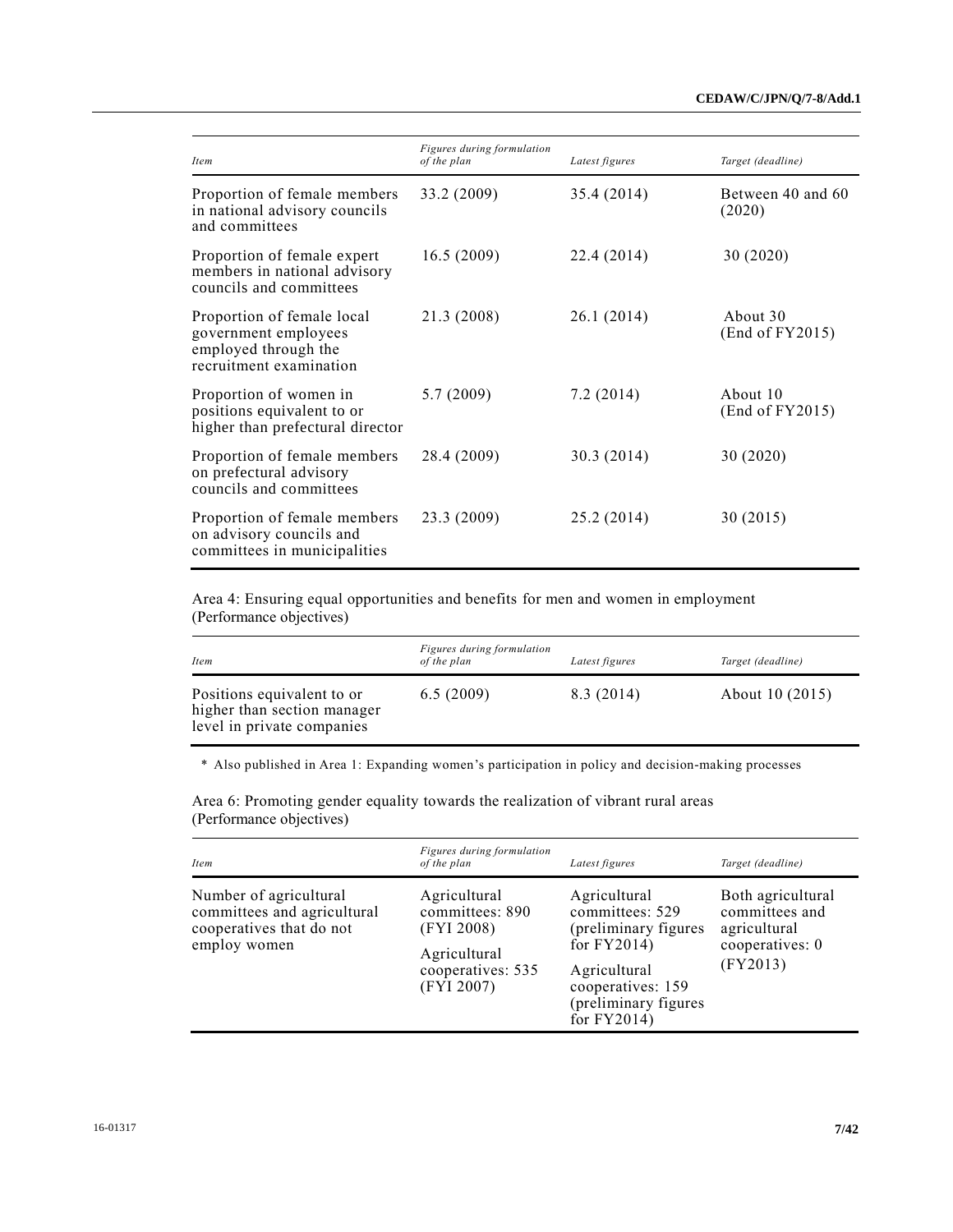| *Item* | *Figures during formulation of the plan* | *Latest figures* | *Target (deadline)* |
|---|---|---|---|
| Proportion of female members in national advisory councils and committees | 33.2 (2009) | 35.4 (2014) | Between 40 and 60 (2020) |
| Proportion of female expert members in national advisory councils and committees | 16.5 (2009) | 22.4 (2014) | 30 (2020) |
| Proportion of female local government employees employed through the recruitment examination | 21.3 (2008) | 26.1 (2014) | About 30 (End of FY2015) |
| Proportion of women in positions equivalent to or higher than prefectural director | 5.7 (2009) | 7.2 (2014) | About 10 (End of FY2015) |
| Proportion of female members on prefectural advisory councils and committees | 28.4 (2009) | 30.3 (2014) | 30 (2020) |
| Proportion of female members on advisory councils and committees in municipalities | 23.3 (2009) | 25.2 (2014) | 30 (2015) |

Area 4: Ensuring equal opportunities and benefits for men and women in employment (Performance objectives)

| *Item* | *Figures during formulation of the plan* | *Latest figures* | *Target (deadline)* |
|---|---|---|---|
| Positions equivalent to or higher than section manager level in private companies | 6.5 (2009) | 8.3 (2014) | About 10 (2015) |

\* Also published in Area 1: Expanding women's participation in policy and decision-making processes

Area 6: Promoting gender equality towards the realization of vibrant rural areas (Performance objectives)

| *Item* | *Figures during formulation of the plan* | *Latest figures* | *Target (deadline)* |
|---|---|---|---|
| Number of agricultural committees and agricultural cooperatives that do not employ women | Agricultural committees: 890 (FYI 2008)<br>Agricultural cooperatives: 535 (FYI 2007) | Agricultural committees: 529 (preliminary figures for FY2014)<br>Agricultural cooperatives: 159 (preliminary figures for FY2014) | Both agricultural committees and agricultural cooperatives: 0 (FY2013) |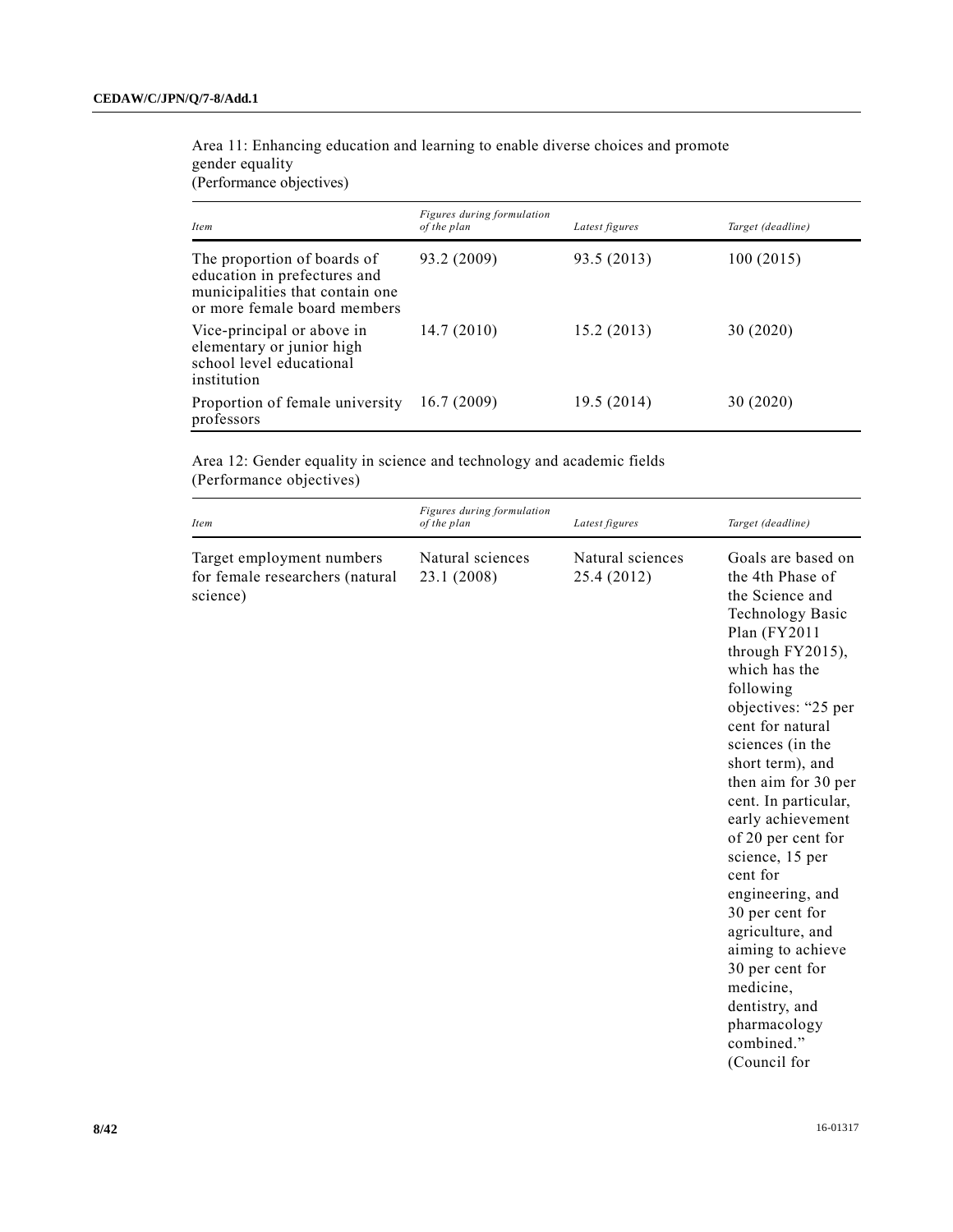Area 11: Enhancing education and learning to enable diverse choices and promote gender equality
(Performance objectives)

| *Item* | *Figures during formulation of the plan* | *Latest figures* | *Target (deadline)* |
|---|---|---|---|
| The proportion of boards of education in prefectures and municipalities that contain one or more female board members | 93.2 (2009) | 93.5 (2013) | 100 (2015) |
| Vice-principal or above in elementary or junior high school level educational institution | 14.7 (2010) | 15.2 (2013) | 30 (2020) |
| Proportion of female university professors | 16.7 (2009) | 19.5 (2014) | 30 (2020) |

Area 12: Gender equality in science and technology and academic fields
(Performance objectives)

| *Item* | *Figures during formulation of the plan* | *Latest figures* | *Target (deadline)* |
|---|---|---|---|
| Target employment numbers for female researchers (natural science) | Natural sciences 23.1 (2008) | Natural sciences 25.4 (2012) | Goals are based on the 4th Phase of the Science and Technology Basic Plan (FY2011 through FY2015), which has the following objectives: "25 per cent for natural sciences (in the short term), and then aim for 30 per cent. In particular, early achievement of 20 per cent for science, 15 per cent for engineering, and 30 per cent for agriculture, and aiming to achieve 30 per cent for medicine, dentistry, and pharmacology combined." (Council for |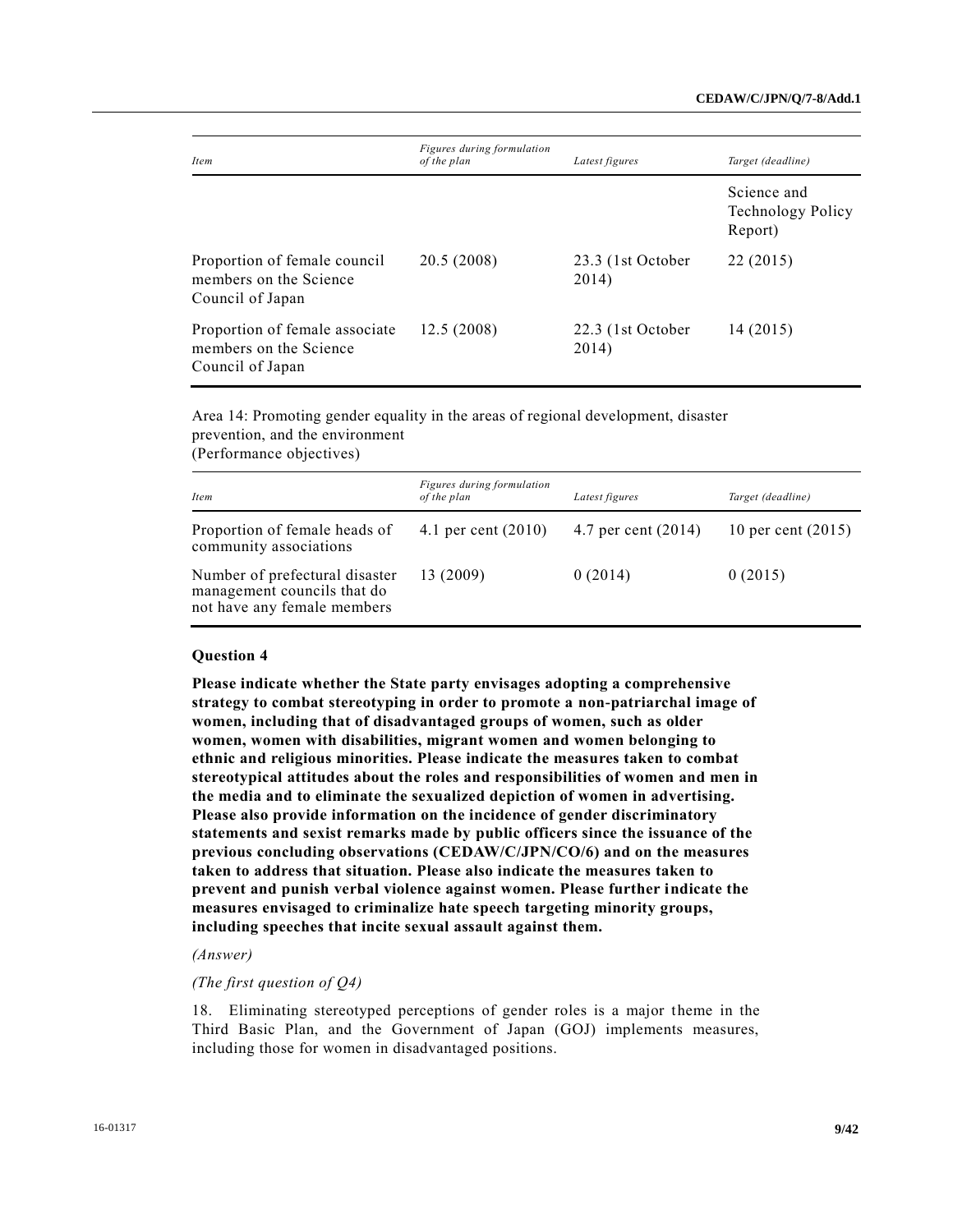| Item | Figures during formulation of the plan | Latest figures | Target (deadline) |
|---|---|---|---|
| | | | Science and Technology Policy Report) |
| Proportion of female council members on the Science Council of Japan | 20.5 (2008) | 23.3 (1st October 2014) | 22 (2015) |
| Proportion of female associate members on the Science Council of Japan | 12.5 (2008) | 22.3 (1st October 2014) | 14 (2015) |

Area 14: Promoting gender equality in the areas of regional development, disaster prevention, and the environment
(Performance objectives)

| Item | Figures during formulation of the plan | Latest figures | Target (deadline) |
|---|---|---|---|
| Proportion of female heads of community associations | 4.1 per cent (2010) | 4.7 per cent (2014) | 10 per cent (2015) |
| Number of prefectural disaster management councils that do not have any female members | 13 (2009) | 0 (2014) | 0 (2015) |

### Question 4

**Please indicate whether the State party envisages adopting a comprehensive strategy to combat stereotyping in order to promote a non-patriarchal image of women, including that of disadvantaged groups of women, such as older women, women with disabilities, migrant women and women belonging to ethnic and religious minorities. Please indicate the measures taken to combat stereotypical attitudes about the roles and responsibilities of women and men in the media and to eliminate the sexualized depiction of women in advertising. Please also provide information on the incidence of gender discriminatory statements and sexist remarks made by public officers since the issuance of the previous concluding observations (CEDAW/C/JPN/CO/6) and on the measures taken to address that situation. Please also indicate the measures taken to prevent and punish verbal violence against women. Please further indicate the measures envisaged to criminalize hate speech targeting minority groups, including speeches that incite sexual assault against them.**

*(Answer)*

*(The first question of Q4)*

18. Eliminating stereotyped perceptions of gender roles is a major theme in the Third Basic Plan, and the Government of Japan (GOJ) implements measures, including those for women in disadvantaged positions.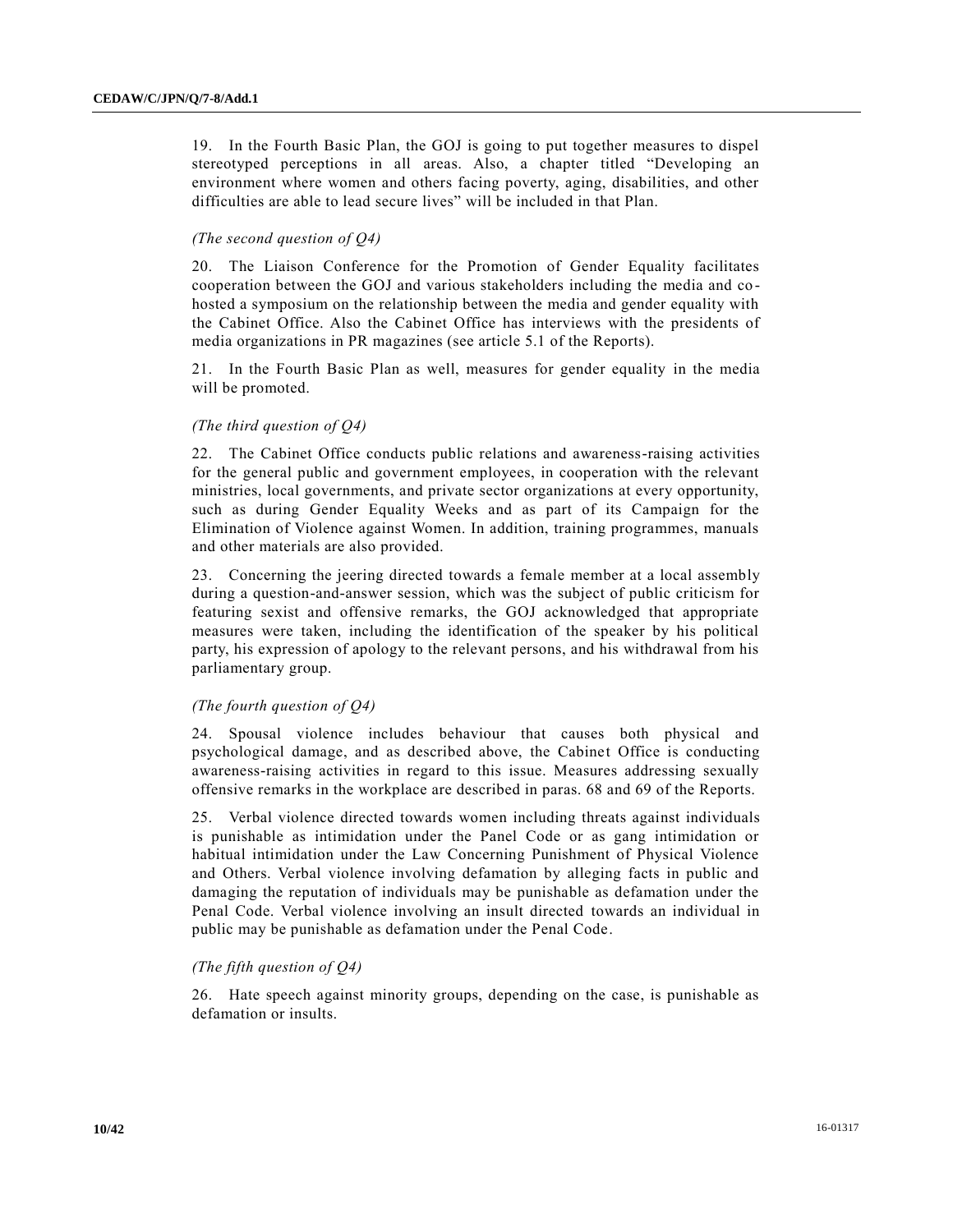19. In the Fourth Basic Plan, the GOJ is going to put together measures to dispel stereotyped perceptions in all areas. Also, a chapter titled "Developing an environment where women and others facing poverty, aging, disabilities, and other difficulties are able to lead secure lives" will be included in that Plan.

*(The second question of Q4)*

20. The Liaison Conference for the Promotion of Gender Equality facilitates cooperation between the GOJ and various stakeholders including the media and co-hosted a symposium on the relationship between the media and gender equality with the Cabinet Office. Also the Cabinet Office has interviews with the presidents of media organizations in PR magazines (see article 5.1 of the Reports).

21. In the Fourth Basic Plan as well, measures for gender equality in the media will be promoted.

*(The third question of Q4)*

22. The Cabinet Office conducts public relations and awareness-raising activities for the general public and government employees, in cooperation with the relevant ministries, local governments, and private sector organizations at every opportunity, such as during Gender Equality Weeks and as part of its Campaign for the Elimination of Violence against Women. In addition, training programmes, manuals and other materials are also provided.

23. Concerning the jeering directed towards a female member at a local assembly during a question-and-answer session, which was the subject of public criticism for featuring sexist and offensive remarks, the GOJ acknowledged that appropriate measures were taken, including the identification of the speaker by his political party, his expression of apology to the relevant persons, and his withdrawal from his parliamentary group.

*(The fourth question of Q4)*

24. Spousal violence includes behaviour that causes both physical and psychological damage, and as described above, the Cabinet Office is conducting awareness-raising activities in regard to this issue. Measures addressing sexually offensive remarks in the workplace are described in paras. 68 and 69 of the Reports.

25. Verbal violence directed towards women including threats against individuals is punishable as intimidation under the Panel Code or as gang intimidation or habitual intimidation under the Law Concerning Punishment of Physical Violence and Others. Verbal violence involving defamation by alleging facts in public and damaging the reputation of individuals may be punishable as defamation under the Penal Code. Verbal violence involving an insult directed towards an individual in public may be punishable as defamation under the Penal Code.

*(The fifth question of Q4)*

26. Hate speech against minority groups, depending on the case, is punishable as defamation or insults.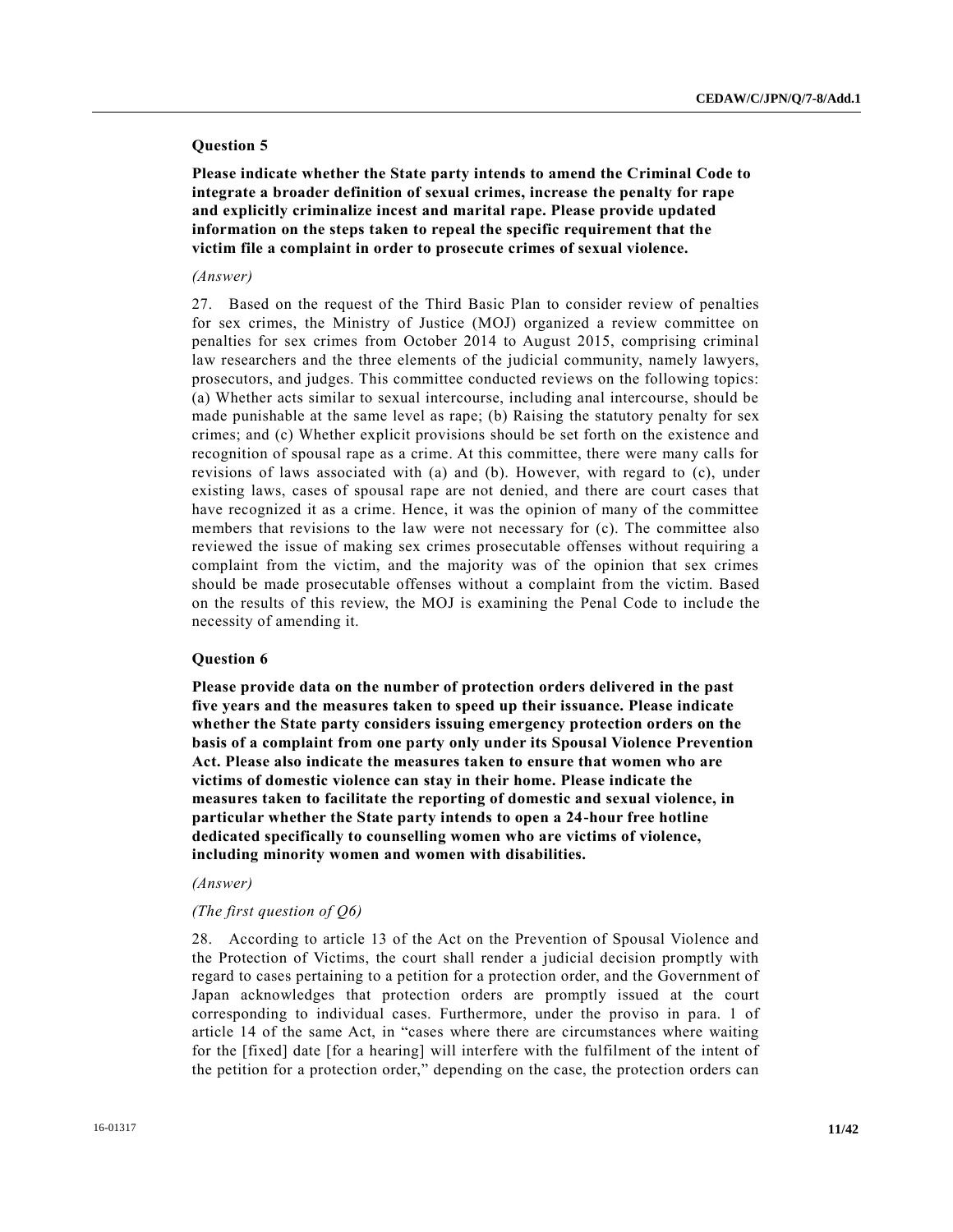### Question 5

**Please indicate whether the State party intends to amend the Criminal Code to integrate a broader definition of sexual crimes, increase the penalty for rape and explicitly criminalize incest and marital rape. Please provide updated information on the steps taken to repeal the specific requirement that the victim file a complaint in order to prosecute crimes of sexual violence.**

*(Answer)*

27. Based on the request of the Third Basic Plan to consider review of penalties for sex crimes, the Ministry of Justice (MOJ) organized a review committee on penalties for sex crimes from October 2014 to August 2015, comprising criminal law researchers and the three elements of the judicial community, namely lawyers, prosecutors, and judges. This committee conducted reviews on the following topics: (a) Whether acts similar to sexual intercourse, including anal intercourse, should be made punishable at the same level as rape; (b) Raising the statutory penalty for sex crimes; and (c) Whether explicit provisions should be set forth on the existence and recognition of spousal rape as a crime. At this committee, there were many calls for revisions of laws associated with (a) and (b). However, with regard to (c), under existing laws, cases of spousal rape are not denied, and there are court cases that have recognized it as a crime. Hence, it was the opinion of many of the committee members that revisions to the law were not necessary for (c). The committee also reviewed the issue of making sex crimes prosecutable offenses without requiring a complaint from the victim, and the majority was of the opinion that sex crimes should be made prosecutable offenses without a complaint from the victim. Based on the results of this review, the MOJ is examining the Penal Code to include the necessity of amending it.

### Question 6

**Please provide data on the number of protection orders delivered in the past five years and the measures taken to speed up their issuance. Please indicate whether the State party considers issuing emergency protection orders on the basis of a complaint from one party only under its Spousal Violence Prevention Act. Please also indicate the measures taken to ensure that women who are victims of domestic violence can stay in their home. Please indicate the measures taken to facilitate the reporting of domestic and sexual violence, in particular whether the State party intends to open a 24-hour free hotline dedicated specifically to counselling women who are victims of violence, including minority women and women with disabilities.**

*(Answer)*

*(The first question of Q6)*

28. According to article 13 of the Act on the Prevention of Spousal Violence and the Protection of Victims, the court shall render a judicial decision promptly with regard to cases pertaining to a petition for a protection order, and the Government of Japan acknowledges that protection orders are promptly issued at the court corresponding to individual cases. Furthermore, under the proviso in para. 1 of article 14 of the same Act, in "cases where there are circumstances where waiting for the [fixed] date [for a hearing] will interfere with the fulfilment of the intent of the petition for a protection order," depending on the case, the protection orders can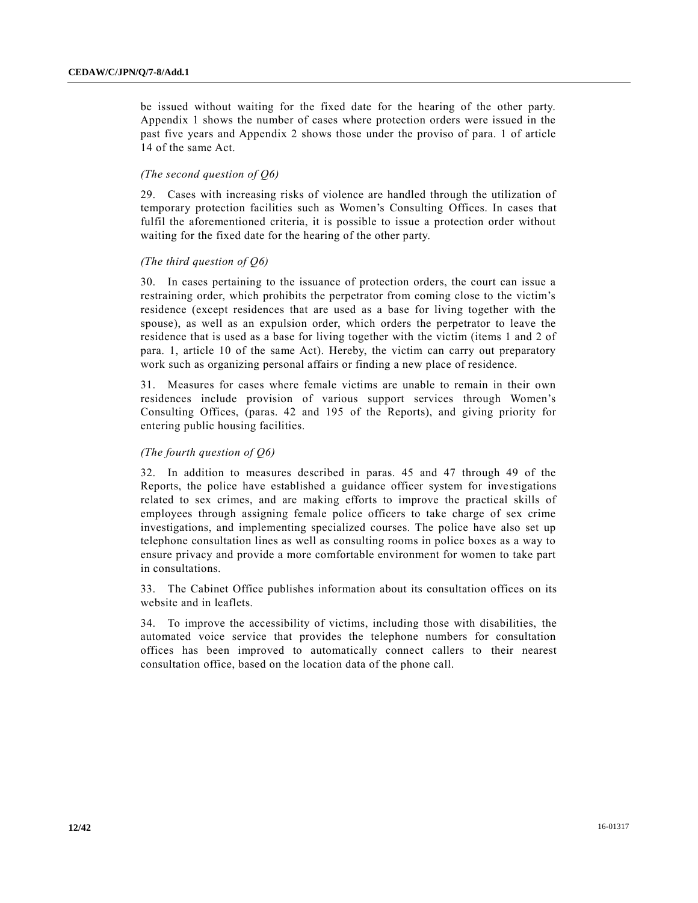be issued without waiting for the fixed date for the hearing of the other party. Appendix 1 shows the number of cases where protection orders were issued in the past five years and Appendix 2 shows those under the proviso of para. 1 of article 14 of the same Act.

*(The second question of Q6)*

29. Cases with increasing risks of violence are handled through the utilization of temporary protection facilities such as Women's Consulting Offices. In cases that fulfil the aforementioned criteria, it is possible to issue a protection order without waiting for the fixed date for the hearing of the other party.

*(The third question of Q6)*

30. In cases pertaining to the issuance of protection orders, the court can issue a restraining order, which prohibits the perpetrator from coming close to the victim's residence (except residences that are used as a base for living together with the spouse), as well as an expulsion order, which orders the perpetrator to leave the residence that is used as a base for living together with the victim (items 1 and 2 of para. 1, article 10 of the same Act). Hereby, the victim can carry out preparatory work such as organizing personal affairs or finding a new place of residence.

31. Measures for cases where female victims are unable to remain in their own residences include provision of various support services through Women's Consulting Offices, (paras. 42 and 195 of the Reports), and giving priority for entering public housing facilities.

*(The fourth question of Q6)*

32. In addition to measures described in paras. 45 and 47 through 49 of the Reports, the police have established a guidance officer system for investigations related to sex crimes, and are making efforts to improve the practical skills of employees through assigning female police officers to take charge of sex crime investigations, and implementing specialized courses. The police have also set up telephone consultation lines as well as consulting rooms in police boxes as a way to ensure privacy and provide a more comfortable environment for women to take part in consultations.

33. The Cabinet Office publishes information about its consultation offices on its website and in leaflets.

34. To improve the accessibility of victims, including those with disabilities, the automated voice service that provides the telephone numbers for consultation offices has been improved to automatically connect callers to their nearest consultation office, based on the location data of the phone call.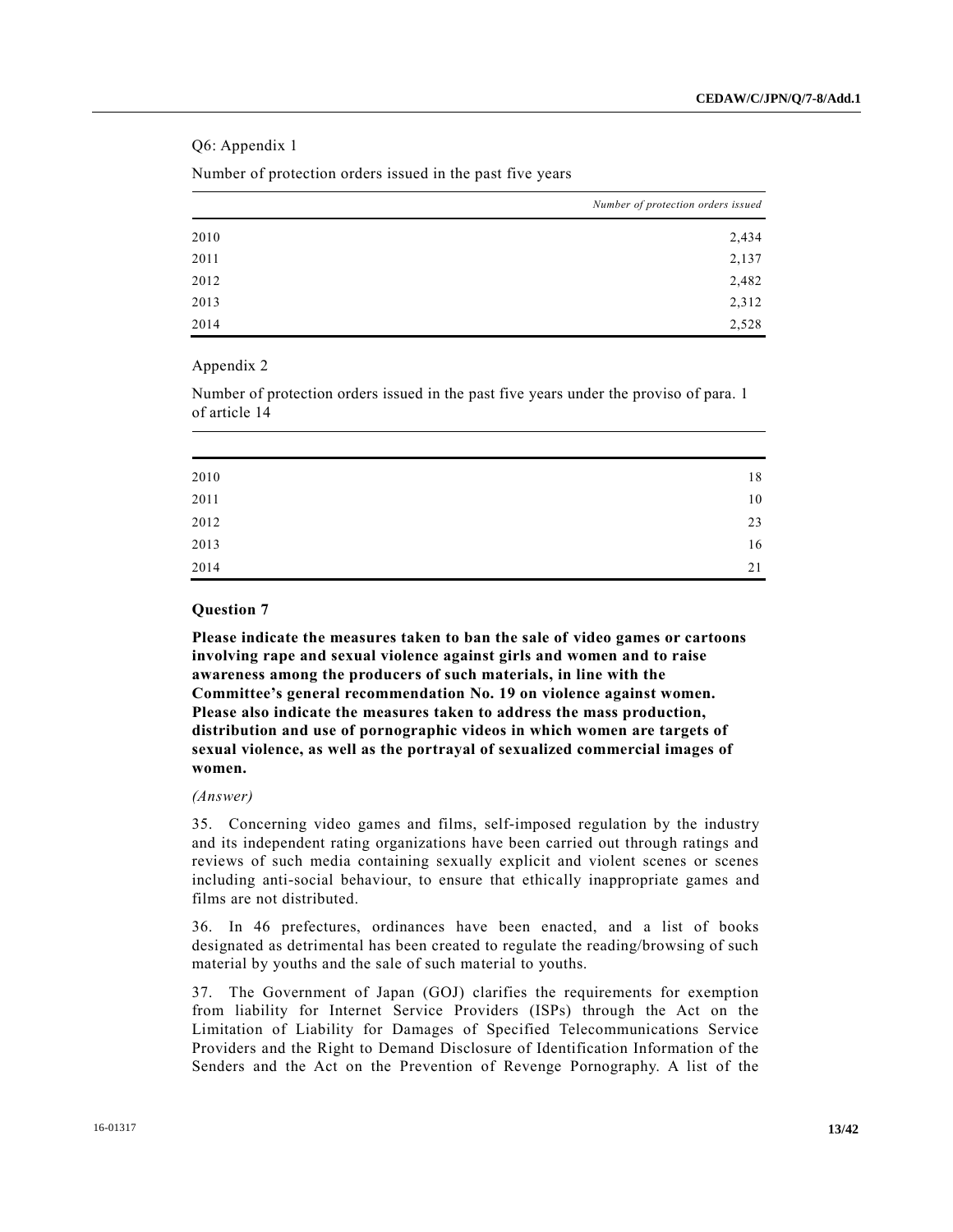Q6: Appendix 1

Number of protection orders issued in the past five years

| | *Number of protection orders issued* |
|---|---|
| 2010 | 2,434 |
| 2011 | 2,137 |
| 2012 | 2,482 |
| 2013 | 2,312 |
| 2014 | 2,528 |

Appendix 2

Number of protection orders issued in the past five years under the proviso of para. 1 of article 14

| | |
|---|---|
| 2010 | 18 |
| 2011 | 10 |
| 2012 | 23 |
| 2013 | 16 |
| 2014 | 21 |

### Question 7

**Please indicate the measures taken to ban the sale of video games or cartoons involving rape and sexual violence against girls and women and to raise awareness among the producers of such materials, in line with the Committee's general recommendation No. 19 on violence against women. Please also indicate the measures taken to address the mass production, distribution and use of pornographic videos in which women are targets of sexual violence, as well as the portrayal of sexualized commercial images of women.**

*(Answer)*

35. Concerning video games and films, self-imposed regulation by the industry and its independent rating organizations have been carried out through ratings and reviews of such media containing sexually explicit and violent scenes or scenes including anti-social behaviour, to ensure that ethically inappropriate games and films are not distributed.

36. In 46 prefectures, ordinances have been enacted, and a list of books designated as detrimental has been created to regulate the reading/browsing of such material by youths and the sale of such material to youths.

37. The Government of Japan (GOJ) clarifies the requirements for exemption from liability for Internet Service Providers (ISPs) through the Act on the Limitation of Liability for Damages of Specified Telecommunications Service Providers and the Right to Demand Disclosure of Identification Information of the Senders and the Act on the Prevention of Revenge Pornography. A list of the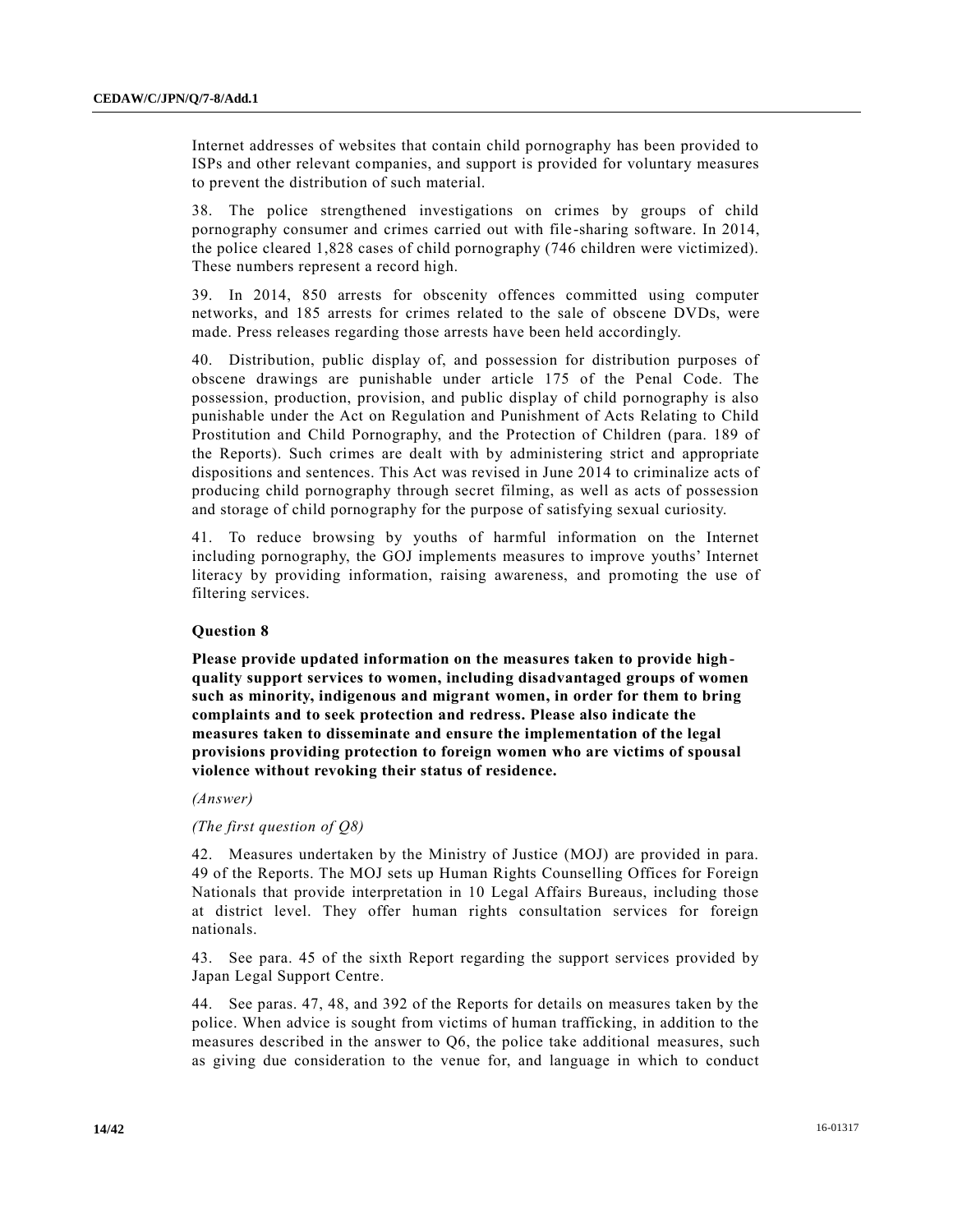Internet addresses of websites that contain child pornography has been provided to ISPs and other relevant companies, and support is provided for voluntary measures to prevent the distribution of such material.

38. The police strengthened investigations on crimes by groups of child pornography consumer and crimes carried out with file-sharing software. In 2014, the police cleared 1,828 cases of child pornography (746 children were victimized). These numbers represent a record high.

39. In 2014, 850 arrests for obscenity offences committed using computer networks, and 185 arrests for crimes related to the sale of obscene DVDs, were made. Press releases regarding those arrests have been held accordingly.

40. Distribution, public display of, and possession for distribution purposes of obscene drawings are punishable under article 175 of the Penal Code. The possession, production, provision, and public display of child pornography is also punishable under the Act on Regulation and Punishment of Acts Relating to Child Prostitution and Child Pornography, and the Protection of Children (para. 189 of the Reports). Such crimes are dealt with by administering strict and appropriate dispositions and sentences. This Act was revised in June 2014 to criminalize acts of producing child pornography through secret filming, as well as acts of possession and storage of child pornography for the purpose of satisfying sexual curiosity.

41. To reduce browsing by youths of harmful information on the Internet including pornography, the GOJ implements measures to improve youths' Internet literacy by providing information, raising awareness, and promoting the use of filtering services.

### Question 8

**Please provide updated information on the measures taken to provide high-quality support services to women, including disadvantaged groups of women such as minority, indigenous and migrant women, in order for them to bring complaints and to seek protection and redress. Please also indicate the measures taken to disseminate and ensure the implementation of the legal provisions providing protection to foreign women who are victims of spousal violence without revoking their status of residence.**

*(Answer)*

*(The first question of Q8)*

42. Measures undertaken by the Ministry of Justice (MOJ) are provided in para. 49 of the Reports. The MOJ sets up Human Rights Counselling Offices for Foreign Nationals that provide interpretation in 10 Legal Affairs Bureaus, including those at district level. They offer human rights consultation services for foreign nationals.

43. See para. 45 of the sixth Report regarding the support services provided by Japan Legal Support Centre.

44. See paras. 47, 48, and 392 of the Reports for details on measures taken by the police. When advice is sought from victims of human trafficking, in addition to the measures described in the answer to Q6, the police take additional measures, such as giving due consideration to the venue for, and language in which to conduct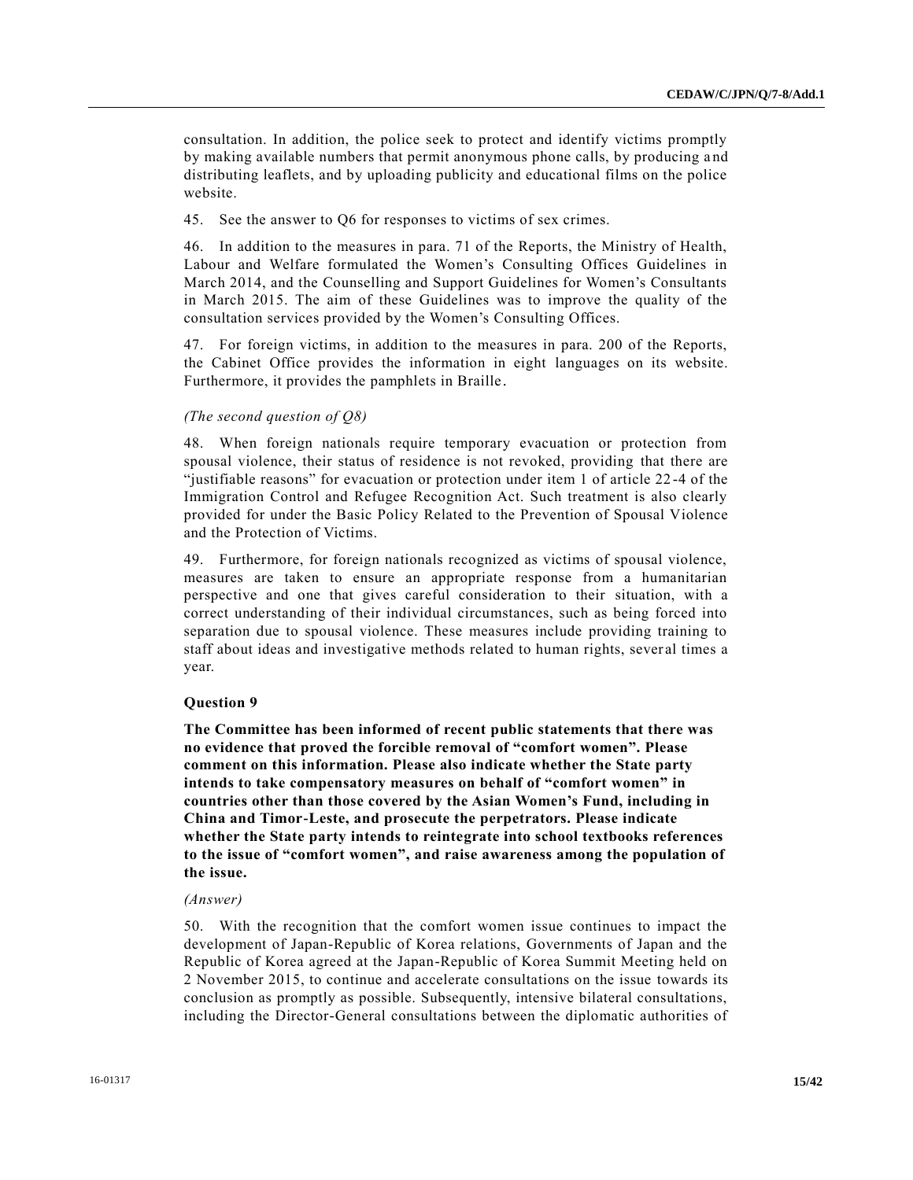consultation. In addition, the police seek to protect and identify victims promptly by making available numbers that permit anonymous phone calls, by producing and distributing leaflets, and by uploading publicity and educational films on the police website.

45. See the answer to Q6 for responses to victims of sex crimes.

46. In addition to the measures in para. 71 of the Reports, the Ministry of Health, Labour and Welfare formulated the Women's Consulting Offices Guidelines in March 2014, and the Counselling and Support Guidelines for Women's Consultants in March 2015. The aim of these Guidelines was to improve the quality of the consultation services provided by the Women's Consulting Offices.

47. For foreign victims, in addition to the measures in para. 200 of the Reports, the Cabinet Office provides the information in eight languages on its website. Furthermore, it provides the pamphlets in Braille.

*(The second question of Q8)*

48. When foreign nationals require temporary evacuation or protection from spousal violence, their status of residence is not revoked, providing that there are "justifiable reasons" for evacuation or protection under item 1 of article 22-4 of the Immigration Control and Refugee Recognition Act. Such treatment is also clearly provided for under the Basic Policy Related to the Prevention of Spousal Violence and the Protection of Victims.

49. Furthermore, for foreign nationals recognized as victims of spousal violence, measures are taken to ensure an appropriate response from a humanitarian perspective and one that gives careful consideration to their situation, with a correct understanding of their individual circumstances, such as being forced into separation due to spousal violence. These measures include providing training to staff about ideas and investigative methods related to human rights, several times a year.

### Question 9

**The Committee has been informed of recent public statements that there was no evidence that proved the forcible removal of "comfort women". Please comment on this information. Please also indicate whether the State party intends to take compensatory measures on behalf of "comfort women" in countries other than those covered by the Asian Women's Fund, including in China and Timor-Leste, and prosecute the perpetrators. Please indicate whether the State party intends to reintegrate into school textbooks references to the issue of "comfort women", and raise awareness among the population of the issue.**

*(Answer)*

50. With the recognition that the comfort women issue continues to impact the development of Japan-Republic of Korea relations, Governments of Japan and the Republic of Korea agreed at the Japan-Republic of Korea Summit Meeting held on 2 November 2015, to continue and accelerate consultations on the issue towards its conclusion as promptly as possible. Subsequently, intensive bilateral consultations, including the Director-General consultations between the diplomatic authorities of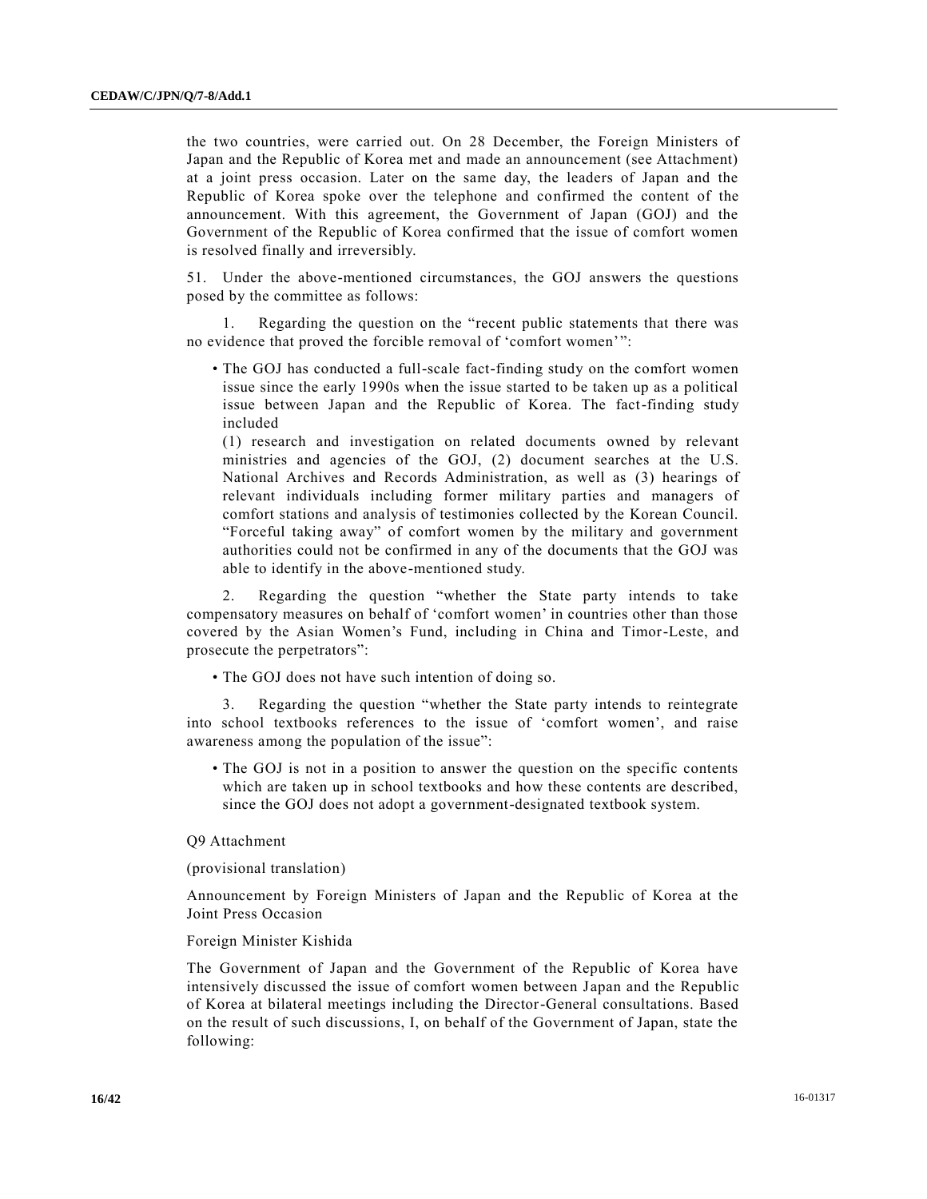the two countries, were carried out. On 28 December, the Foreign Ministers of Japan and the Republic of Korea met and made an announcement (see Attachment) at a joint press occasion. Later on the same day, the leaders of Japan and the Republic of Korea spoke over the telephone and confirmed the content of the announcement. With this agreement, the Government of Japan (GOJ) and the Government of the Republic of Korea confirmed that the issue of comfort women is resolved finally and irreversibly.

51. Under the above-mentioned circumstances, the GOJ answers the questions posed by the committee as follows:

1. Regarding the question on the "recent public statements that there was no evidence that proved the forcible removal of 'comfort women'":

- The GOJ has conducted a full-scale fact-finding study on the comfort women issue since the early 1990s when the issue started to be taken up as a political issue between Japan and the Republic of Korea. The fact-finding study included
(1) research and investigation on related documents owned by relevant ministries and agencies of the GOJ, (2) document searches at the U.S. National Archives and Records Administration, as well as (3) hearings of relevant individuals including former military parties and managers of comfort stations and analysis of testimonies collected by the Korean Council. "Forceful taking away" of comfort women by the military and government authorities could not be confirmed in any of the documents that the GOJ was able to identify in the above-mentioned study.

2. Regarding the question "whether the State party intends to take compensatory measures on behalf of 'comfort women' in countries other than those covered by the Asian Women's Fund, including in China and Timor-Leste, and prosecute the perpetrators":

- The GOJ does not have such intention of doing so.

3. Regarding the question "whether the State party intends to reintegrate into school textbooks references to the issue of 'comfort women', and raise awareness among the population of the issue":

- The GOJ is not in a position to answer the question on the specific contents which are taken up in school textbooks and how these contents are described, since the GOJ does not adopt a government-designated textbook system.

Q9 Attachment

(provisional translation)

Announcement by Foreign Ministers of Japan and the Republic of Korea at the Joint Press Occasion

Foreign Minister Kishida

The Government of Japan and the Government of the Republic of Korea have intensively discussed the issue of comfort women between Japan and the Republic of Korea at bilateral meetings including the Director-General consultations. Based on the result of such discussions, I, on behalf of the Government of Japan, state the following: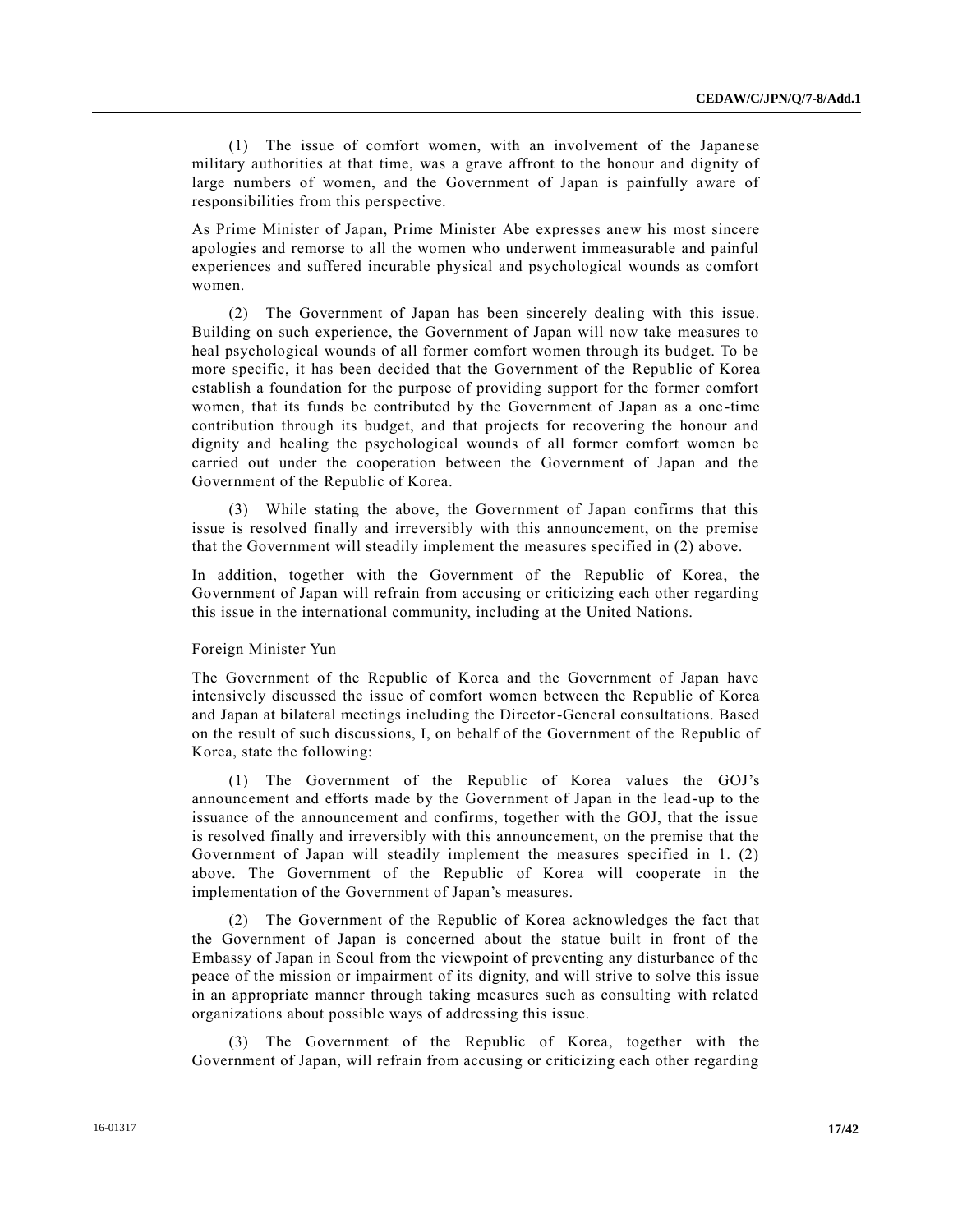(1) The issue of comfort women, with an involvement of the Japanese military authorities at that time, was a grave affront to the honour and dignity of large numbers of women, and the Government of Japan is painfully aware of responsibilities from this perspective.

As Prime Minister of Japan, Prime Minister Abe expresses anew his most sincere apologies and remorse to all the women who underwent immeasurable and painful experiences and suffered incurable physical and psychological wounds as comfort women.

(2) The Government of Japan has been sincerely dealing with this issue. Building on such experience, the Government of Japan will now take measures to heal psychological wounds of all former comfort women through its budget. To be more specific, it has been decided that the Government of the Republic of Korea establish a foundation for the purpose of providing support for the former comfort women, that its funds be contributed by the Government of Japan as a one-time contribution through its budget, and that projects for recovering the honour and dignity and healing the psychological wounds of all former comfort women be carried out under the cooperation between the Government of Japan and the Government of the Republic of Korea.

(3) While stating the above, the Government of Japan confirms that this issue is resolved finally and irreversibly with this announcement, on the premise that the Government will steadily implement the measures specified in (2) above.

In addition, together with the Government of the Republic of Korea, the Government of Japan will refrain from accusing or criticizing each other regarding this issue in the international community, including at the United Nations.

Foreign Minister Yun

The Government of the Republic of Korea and the Government of Japan have intensively discussed the issue of comfort women between the Republic of Korea and Japan at bilateral meetings including the Director-General consultations. Based on the result of such discussions, I, on behalf of the Government of the Republic of Korea, state the following:

(1) The Government of the Republic of Korea values the GOJ's announcement and efforts made by the Government of Japan in the lead-up to the issuance of the announcement and confirms, together with the GOJ, that the issue is resolved finally and irreversibly with this announcement, on the premise that the Government of Japan will steadily implement the measures specified in 1. (2) above. The Government of the Republic of Korea will cooperate in the implementation of the Government of Japan's measures.

(2) The Government of the Republic of Korea acknowledges the fact that the Government of Japan is concerned about the statue built in front of the Embassy of Japan in Seoul from the viewpoint of preventing any disturbance of the peace of the mission or impairment of its dignity, and will strive to solve this issue in an appropriate manner through taking measures such as consulting with related organizations about possible ways of addressing this issue.

(3) The Government of the Republic of Korea, together with the Government of Japan, will refrain from accusing or criticizing each other regarding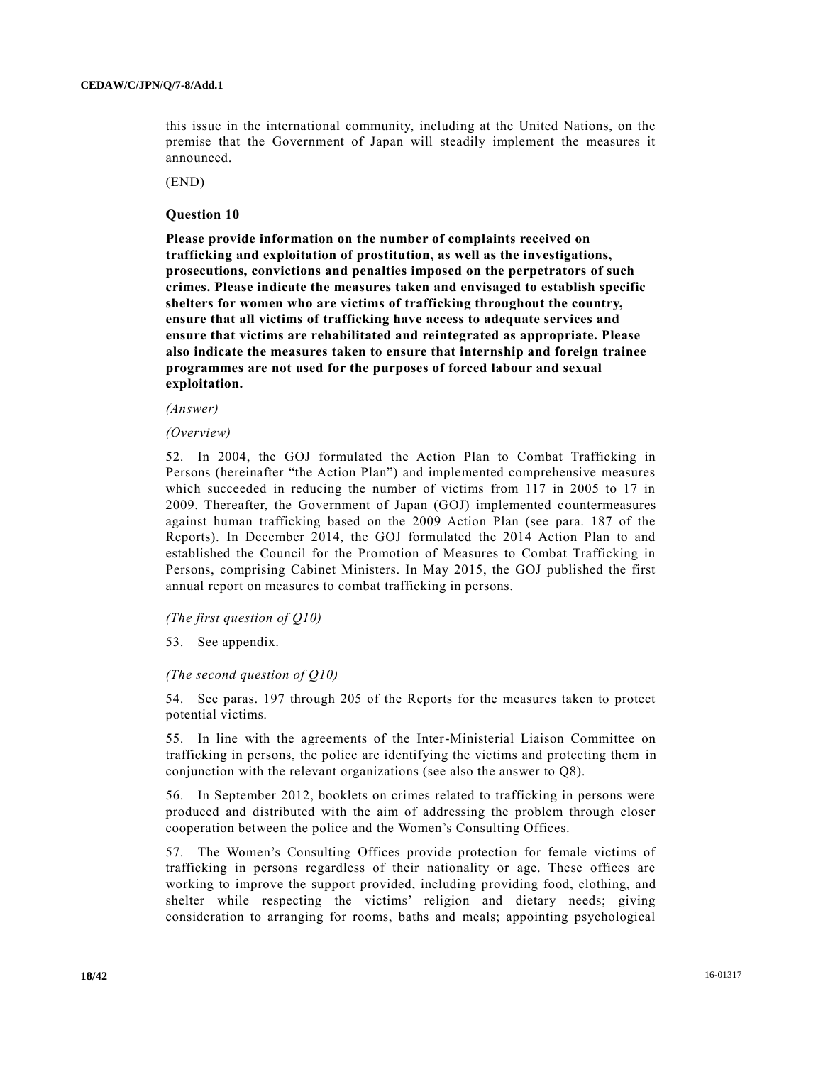this issue in the international community, including at the United Nations, on the premise that the Government of Japan will steadily implement the measures it announced.

(END)

**Question 10**

**Please provide information on the number of complaints received on trafficking and exploitation of prostitution, as well as the investigations, prosecutions, convictions and penalties imposed on the perpetrators of such crimes. Please indicate the measures taken and envisaged to establish specific shelters for women who are victims of trafficking throughout the country, ensure that all victims of trafficking have access to adequate services and ensure that victims are rehabilitated and reintegrated as appropriate. Please also indicate the measures taken to ensure that internship and foreign trainee programmes are not used for the purposes of forced labour and sexual exploitation.**

*(Answer)*

*(Overview)*

52. In 2004, the GOJ formulated the Action Plan to Combat Trafficking in Persons (hereinafter "the Action Plan") and implemented comprehensive measures which succeeded in reducing the number of victims from 117 in 2005 to 17 in 2009. Thereafter, the Government of Japan (GOJ) implemented countermeasures against human trafficking based on the 2009 Action Plan (see para. 187 of the Reports). In December 2014, the GOJ formulated the 2014 Action Plan to and established the Council for the Promotion of Measures to Combat Trafficking in Persons, comprising Cabinet Ministers. In May 2015, the GOJ published the first annual report on measures to combat trafficking in persons.

*(The first question of Q10)*

53. See appendix.

*(The second question of Q10)*

54. See paras. 197 through 205 of the Reports for the measures taken to protect potential victims.

55. In line with the agreements of the Inter-Ministerial Liaison Committee on trafficking in persons, the police are identifying the victims and protecting them in conjunction with the relevant organizations (see also the answer to Q8).

56. In September 2012, booklets on crimes related to trafficking in persons were produced and distributed with the aim of addressing the problem through closer cooperation between the police and the Women's Consulting Offices.

57. The Women's Consulting Offices provide protection for female victims of trafficking in persons regardless of their nationality or age. These offices are working to improve the support provided, including providing food, clothing, and shelter while respecting the victims' religion and dietary needs; giving consideration to arranging for rooms, baths and meals; appointing psychological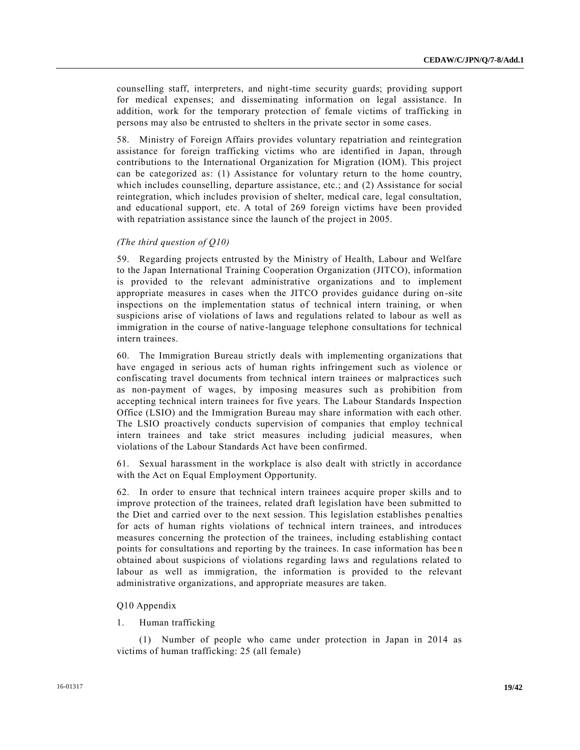counselling staff, interpreters, and night-time security guards; providing support for medical expenses; and disseminating information on legal assistance. In addition, work for the temporary protection of female victims of trafficking in persons may also be entrusted to shelters in the private sector in some cases.

58. Ministry of Foreign Affairs provides voluntary repatriation and reintegration assistance for foreign trafficking victims who are identified in Japan, through contributions to the International Organization for Migration (IOM). This project can be categorized as: (1) Assistance for voluntary return to the home country, which includes counselling, departure assistance, etc.; and (2) Assistance for social reintegration, which includes provision of shelter, medical care, legal consultation, and educational support, etc. A total of 269 foreign victims have been provided with repatriation assistance since the launch of the project in 2005.

*(The third question of Q10)*

59. Regarding projects entrusted by the Ministry of Health, Labour and Welfare to the Japan International Training Cooperation Organization (JITCO), information is provided to the relevant administrative organizations and to implement appropriate measures in cases when the JITCO provides guidance during on-site inspections on the implementation status of technical intern training, or when suspicions arise of violations of laws and regulations related to labour as well as immigration in the course of native-language telephone consultations for technical intern trainees.

60. The Immigration Bureau strictly deals with implementing organizations that have engaged in serious acts of human rights infringement such as violence or confiscating travel documents from technical intern trainees or malpractices such as non-payment of wages, by imposing measures such as prohibition from accepting technical intern trainees for five years. The Labour Standards Inspection Office (LSIO) and the Immigration Bureau may share information with each other. The LSIO proactively conducts supervision of companies that employ technical intern trainees and take strict measures including judicial measures, when violations of the Labour Standards Act have been confirmed.

61. Sexual harassment in the workplace is also dealt with strictly in accordance with the Act on Equal Employment Opportunity.

62. In order to ensure that technical intern trainees acquire proper skills and to improve protection of the trainees, related draft legislation have been submitted to the Diet and carried over to the next session. This legislation establishes penalties for acts of human rights violations of technical intern trainees, and introduces measures concerning the protection of the trainees, including establishing contact points for consultations and reporting by the trainees. In case information has been obtained about suspicions of violations regarding laws and regulations related to labour as well as immigration, the information is provided to the relevant administrative organizations, and appropriate measures are taken.

Q10 Appendix

1. Human trafficking

(1) Number of people who came under protection in Japan in 2014 as victims of human trafficking: 25 (all female)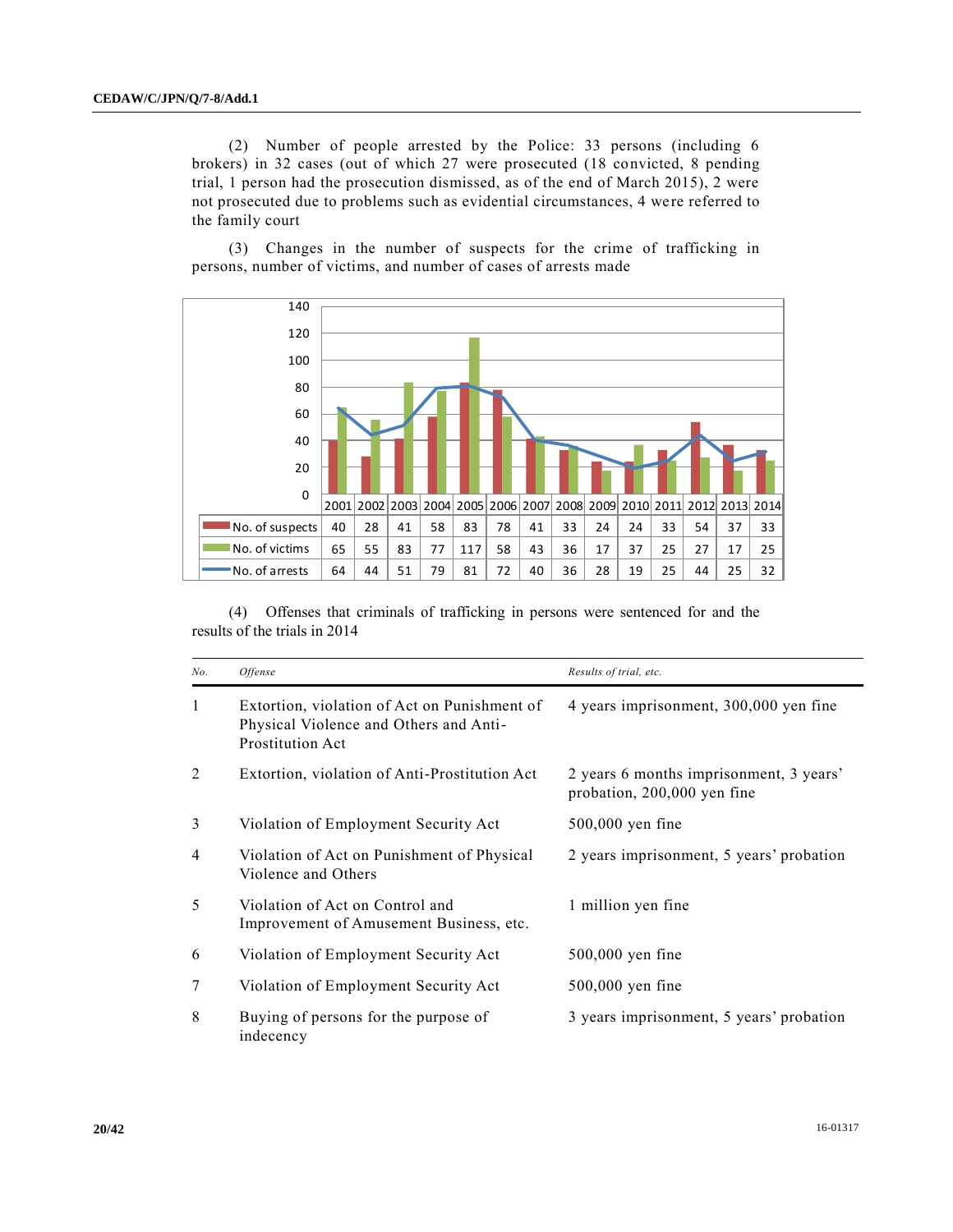(2) Number of people arrested by the Police: 33 persons (including 6 brokers) in 32 cases (out of which 27 were prosecuted (18 convicted, 8 pending trial, 1 person had the prosecution dismissed, as of the end of March 2015), 2 were not prosecuted due to problems such as evidential circumstances, 4 were referred to the family court

(3) Changes in the number of suspects for the crime of trafficking in persons, number of victims, and number of cases of arrests made

| | 2001 | 2002 | 2003 | 2004 | 2005 | 2006 | 2007 | 2008 | 2009 | 2010 | 2011 | 2012 | 2013 | 2014 |
|---|---|---|---|---|---|---|---|---|---|---|---|---|---|---|
| No. of suspects | 40 | 28 | 41 | 58 | 83 | 78 | 41 | 33 | 24 | 24 | 33 | 54 | 37 | 33 |
| No. of victims | 65 | 55 | 83 | 77 | 117 | 58 | 43 | 36 | 17 | 37 | 25 | 27 | 17 | 25 |
| No. of arrests | 64 | 44 | 51 | 79 | 81 | 72 | 40 | 36 | 28 | 19 | 25 | 44 | 25 | 32 |

(4) Offenses that criminals of trafficking in persons were sentenced for and the results of the trials in 2014

| *No.* | *Offense* | *Results of trial, etc.* |
|---|---|---|
| 1 | Extortion, violation of Act on Punishment of Physical Violence and Others and Anti-Prostitution Act | 4 years imprisonment, 300,000 yen fine |
| 2 | Extortion, violation of Anti-Prostitution Act | 2 years 6 months imprisonment, 3 years' probation, 200,000 yen fine |
| 3 | Violation of Employment Security Act | 500,000 yen fine |
| 4 | Violation of Act on Punishment of Physical Violence and Others | 2 years imprisonment, 5 years' probation |
| 5 | Violation of Act on Control and Improvement of Amusement Business, etc. | 1 million yen fine |
| 6 | Violation of Employment Security Act | 500,000 yen fine |
| 7 | Violation of Employment Security Act | 500,000 yen fine |
| 8 | Buying of persons for the purpose of indecency | 3 years imprisonment, 5 years' probation |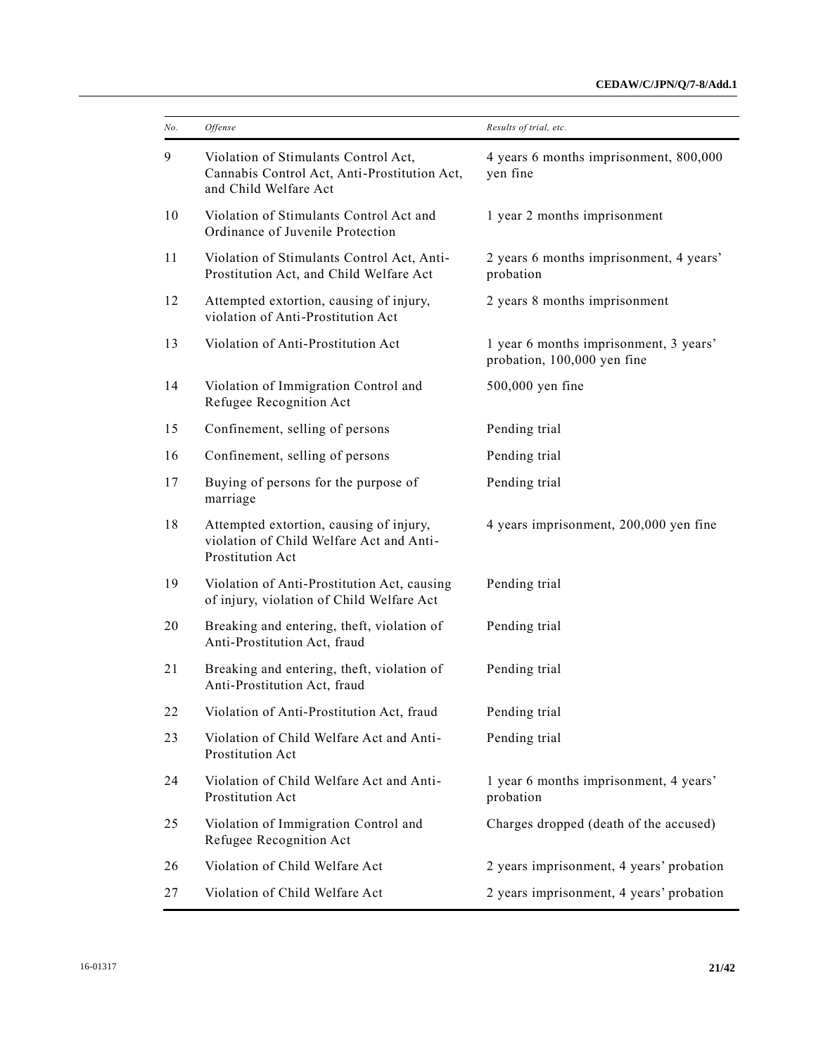| No. | Offense | Results of trial, etc. |
|---|---|---|
| 9 | Violation of Stimulants Control Act, Cannabis Control Act, Anti-Prostitution Act, and Child Welfare Act | 4 years 6 months imprisonment, 800,000 yen fine |
| 10 | Violation of Stimulants Control Act and Ordinance of Juvenile Protection | 1 year 2 months imprisonment |
| 11 | Violation of Stimulants Control Act, Anti-Prostitution Act, and Child Welfare Act | 2 years 6 months imprisonment, 4 years' probation |
| 12 | Attempted extortion, causing of injury, violation of Anti-Prostitution Act | 2 years 8 months imprisonment |
| 13 | Violation of Anti-Prostitution Act | 1 year 6 months imprisonment, 3 years' probation, 100,000 yen fine |
| 14 | Violation of Immigration Control and Refugee Recognition Act | 500,000 yen fine |
| 15 | Confinement, selling of persons | Pending trial |
| 16 | Confinement, selling of persons | Pending trial |
| 17 | Buying of persons for the purpose of marriage | Pending trial |
| 18 | Attempted extortion, causing of injury, violation of Child Welfare Act and Anti-Prostitution Act | 4 years imprisonment, 200,000 yen fine |
| 19 | Violation of Anti-Prostitution Act, causing of injury, violation of Child Welfare Act | Pending trial |
| 20 | Breaking and entering, theft, violation of Anti-Prostitution Act, fraud | Pending trial |
| 21 | Breaking and entering, theft, violation of Anti-Prostitution Act, fraud | Pending trial |
| 22 | Violation of Anti-Prostitution Act, fraud | Pending trial |
| 23 | Violation of Child Welfare Act and Anti-Prostitution Act | Pending trial |
| 24 | Violation of Child Welfare Act and Anti-Prostitution Act | 1 year 6 months imprisonment, 4 years' probation |
| 25 | Violation of Immigration Control and Refugee Recognition Act | Charges dropped (death of the accused) |
| 26 | Violation of Child Welfare Act | 2 years imprisonment, 4 years' probation |
| 27 | Violation of Child Welfare Act | 2 years imprisonment, 4 years' probation |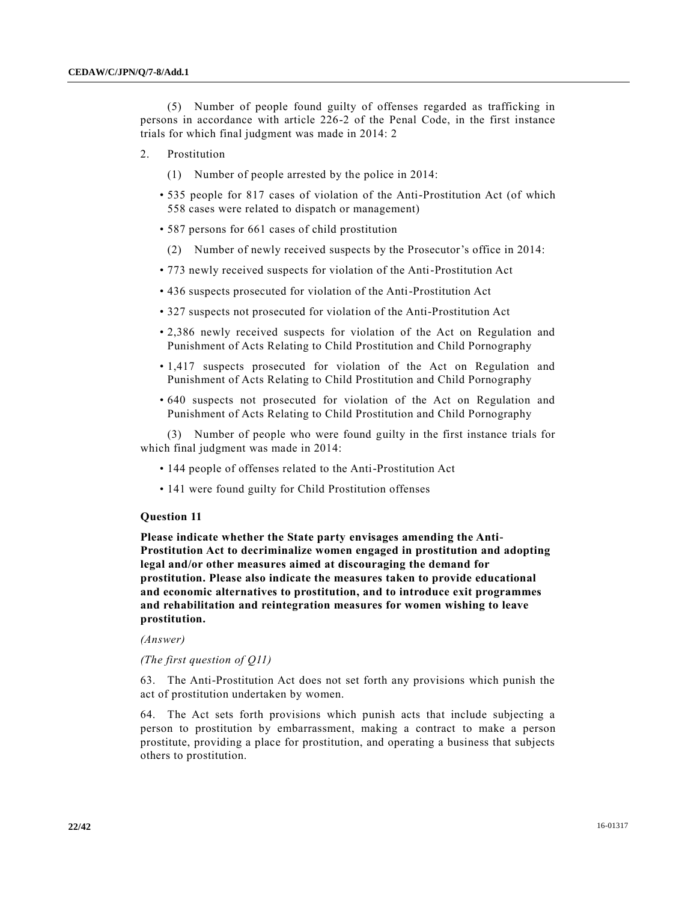(5) Number of people found guilty of offenses regarded as trafficking in persons in accordance with article 226-2 of the Penal Code, in the first instance trials for which final judgment was made in 2014: 2

2. Prostitution

(1) Number of people arrested by the police in 2014:

- 535 people for 817 cases of violation of the Anti-Prostitution Act (of which 558 cases were related to dispatch or management)
- 587 persons for 661 cases of child prostitution

(2) Number of newly received suspects by the Prosecutor's office in 2014:

- 773 newly received suspects for violation of the Anti-Prostitution Act
- 436 suspects prosecuted for violation of the Anti-Prostitution Act
- 327 suspects not prosecuted for violation of the Anti-Prostitution Act
- 2,386 newly received suspects for violation of the Act on Regulation and Punishment of Acts Relating to Child Prostitution and Child Pornography
- 1,417 suspects prosecuted for violation of the Act on Regulation and Punishment of Acts Relating to Child Prostitution and Child Pornography
- 640 suspects not prosecuted for violation of the Act on Regulation and Punishment of Acts Relating to Child Prostitution and Child Pornography

(3) Number of people who were found guilty in the first instance trials for which final judgment was made in 2014:

- 144 people of offenses related to the Anti-Prostitution Act
- 141 were found guilty for Child Prostitution offenses

### Question 11

**Please indicate whether the State party envisages amending the Anti-Prostitution Act to decriminalize women engaged in prostitution and adopting legal and/or other measures aimed at discouraging the demand for prostitution. Please also indicate the measures taken to provide educational and economic alternatives to prostitution, and to introduce exit programmes and rehabilitation and reintegration measures for women wishing to leave prostitution.**

*(Answer)*

*(The first question of Q11)*

63. The Anti-Prostitution Act does not set forth any provisions which punish the act of prostitution undertaken by women.

64. The Act sets forth provisions which punish acts that include subjecting a person to prostitution by embarrassment, making a contract to make a person prostitute, providing a place for prostitution, and operating a business that subjects others to prostitution.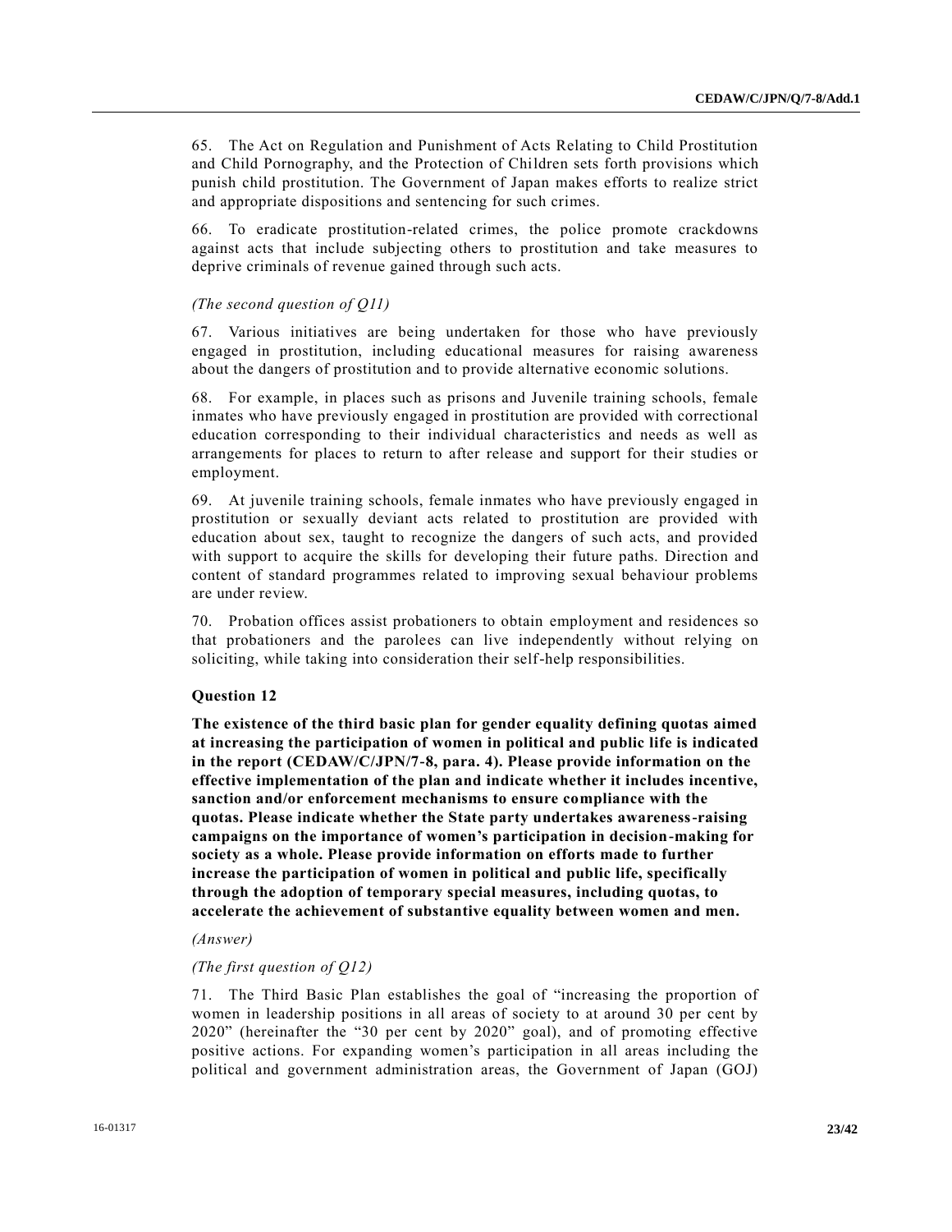65. The Act on Regulation and Punishment of Acts Relating to Child Prostitution and Child Pornography, and the Protection of Children sets forth provisions which punish child prostitution. The Government of Japan makes efforts to realize strict and appropriate dispositions and sentencing for such crimes.

66. To eradicate prostitution-related crimes, the police promote crackdowns against acts that include subjecting others to prostitution and take measures to deprive criminals of revenue gained through such acts.

*(The second question of Q11)*

67. Various initiatives are being undertaken for those who have previously engaged in prostitution, including educational measures for raising awareness about the dangers of prostitution and to provide alternative economic solutions.

68. For example, in places such as prisons and Juvenile training schools, female inmates who have previously engaged in prostitution are provided with correctional education corresponding to their individual characteristics and needs as well as arrangements for places to return to after release and support for their studies or employment.

69. At juvenile training schools, female inmates who have previously engaged in prostitution or sexually deviant acts related to prostitution are provided with education about sex, taught to recognize the dangers of such acts, and provided with support to acquire the skills for developing their future paths. Direction and content of standard programmes related to improving sexual behaviour problems are under review.

70. Probation offices assist probationers to obtain employment and residences so that probationers and the parolees can live independently without relying on soliciting, while taking into consideration their self-help responsibilities.

### Question 12

**The existence of the third basic plan for gender equality defining quotas aimed at increasing the participation of women in political and public life is indicated in the report (CEDAW/C/JPN/7-8, para. 4). Please provide information on the effective implementation of the plan and indicate whether it includes incentive, sanction and/or enforcement mechanisms to ensure compliance with the quotas. Please indicate whether the State party undertakes awareness-raising campaigns on the importance of women's participation in decision-making for society as a whole. Please provide information on efforts made to further increase the participation of women in political and public life, specifically through the adoption of temporary special measures, including quotas, to accelerate the achievement of substantive equality between women and men.**

*(Answer)*

*(The first question of Q12)*

71. The Third Basic Plan establishes the goal of "increasing the proportion of women in leadership positions in all areas of society to at around 30 per cent by 2020" (hereinafter the "30 per cent by 2020" goal), and of promoting effective positive actions. For expanding women's participation in all areas including the political and government administration areas, the Government of Japan (GOJ)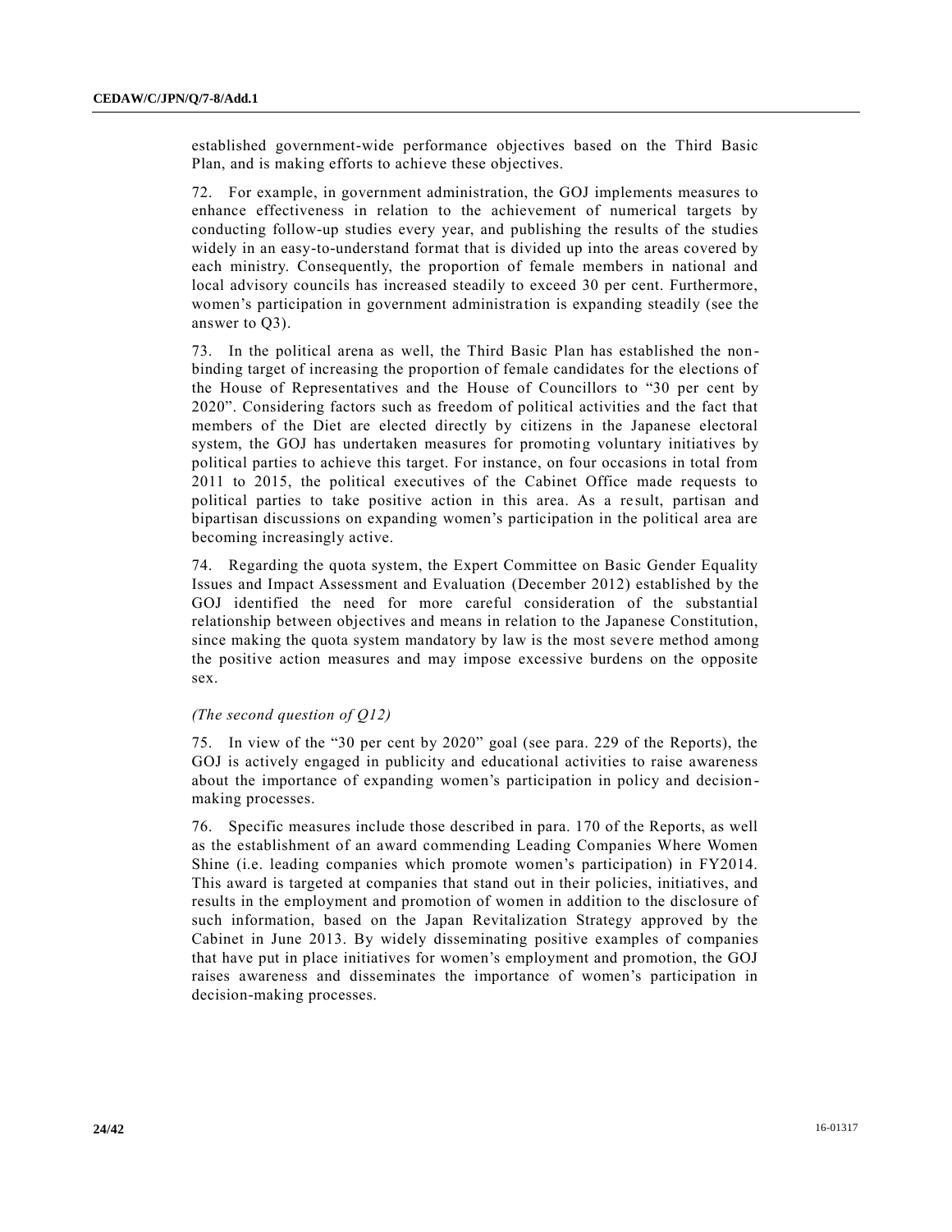established government-wide performance objectives based on the Third Basic Plan, and is making efforts to achieve these objectives.

72. For example, in government administration, the GOJ implements measures to enhance effectiveness in relation to the achievement of numerical targets by conducting follow-up studies every year, and publishing the results of the studies widely in an easy-to-understand format that is divided up into the areas covered by each ministry. Consequently, the proportion of female members in national and local advisory councils has increased steadily to exceed 30 per cent. Furthermore, women's participation in government administration is expanding steadily (see the answer to Q3).

73. In the political arena as well, the Third Basic Plan has established the non-binding target of increasing the proportion of female candidates for the elections of the House of Representatives and the House of Councillors to "30 per cent by 2020". Considering factors such as freedom of political activities and the fact that members of the Diet are elected directly by citizens in the Japanese electoral system, the GOJ has undertaken measures for promoting voluntary initiatives by political parties to achieve this target. For instance, on four occasions in total from 2011 to 2015, the political executives of the Cabinet Office made requests to political parties to take positive action in this area. As a result, partisan and bipartisan discussions on expanding women's participation in the political area are becoming increasingly active.

74. Regarding the quota system, the Expert Committee on Basic Gender Equality Issues and Impact Assessment and Evaluation (December 2012) established by the GOJ identified the need for more careful consideration of the substantial relationship between objectives and means in relation to the Japanese Constitution, since making the quota system mandatory by law is the most severe method among the positive action measures and may impose excessive burdens on the opposite sex.

*(The second question of Q12)*

75. In view of the "30 per cent by 2020" goal (see para. 229 of the Reports), the GOJ is actively engaged in publicity and educational activities to raise awareness about the importance of expanding women's participation in policy and decision-making processes.

76. Specific measures include those described in para. 170 of the Reports, as well as the establishment of an award commending Leading Companies Where Women Shine (i.e. leading companies which promote women's participation) in FY2014. This award is targeted at companies that stand out in their policies, initiatives, and results in the employment and promotion of women in addition to the disclosure of such information, based on the Japan Revitalization Strategy approved by the Cabinet in June 2013. By widely disseminating positive examples of companies that have put in place initiatives for women's employment and promotion, the GOJ raises awareness and disseminates the importance of women's participation in decision-making processes.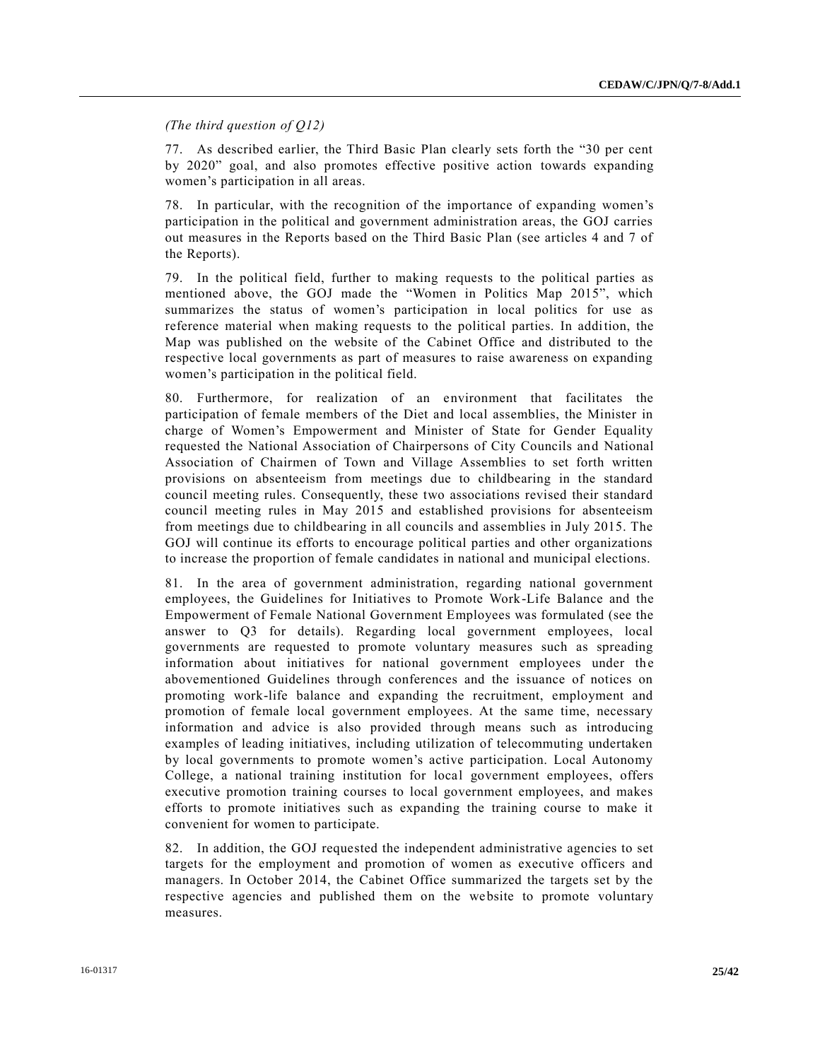*(The third question of Q12)*

77. As described earlier, the Third Basic Plan clearly sets forth the "30 per cent by 2020" goal, and also promotes effective positive action towards expanding women's participation in all areas.

78. In particular, with the recognition of the importance of expanding women's participation in the political and government administration areas, the GOJ carries out measures in the Reports based on the Third Basic Plan (see articles 4 and 7 of the Reports).

79. In the political field, further to making requests to the political parties as mentioned above, the GOJ made the "Women in Politics Map 2015", which summarizes the status of women's participation in local politics for use as reference material when making requests to the political parties. In addition, the Map was published on the website of the Cabinet Office and distributed to the respective local governments as part of measures to raise awareness on expanding women's participation in the political field.

80. Furthermore, for realization of an environment that facilitates the participation of female members of the Diet and local assemblies, the Minister in charge of Women's Empowerment and Minister of State for Gender Equality requested the National Association of Chairpersons of City Councils and National Association of Chairmen of Town and Village Assemblies to set forth written provisions on absenteeism from meetings due to childbearing in the standard council meeting rules. Consequently, these two associations revised their standard council meeting rules in May 2015 and established provisions for absenteeism from meetings due to childbearing in all councils and assemblies in July 2015. The GOJ will continue its efforts to encourage political parties and other organizations to increase the proportion of female candidates in national and municipal elections.

81. In the area of government administration, regarding national government employees, the Guidelines for Initiatives to Promote Work-Life Balance and the Empowerment of Female National Government Employees was formulated (see the answer to Q3 for details). Regarding local government employees, local governments are requested to promote voluntary measures such as spreading information about initiatives for national government employees under the abovementioned Guidelines through conferences and the issuance of notices on promoting work-life balance and expanding the recruitment, employment and promotion of female local government employees. At the same time, necessary information and advice is also provided through means such as introducing examples of leading initiatives, including utilization of telecommuting undertaken by local governments to promote women's active participation. Local Autonomy College, a national training institution for local government employees, offers executive promotion training courses to local government employees, and makes efforts to promote initiatives such as expanding the training course to make it convenient for women to participate.

82. In addition, the GOJ requested the independent administrative agencies to set targets for the employment and promotion of women as executive officers and managers. In October 2014, the Cabinet Office summarized the targets set by the respective agencies and published them on the website to promote voluntary measures.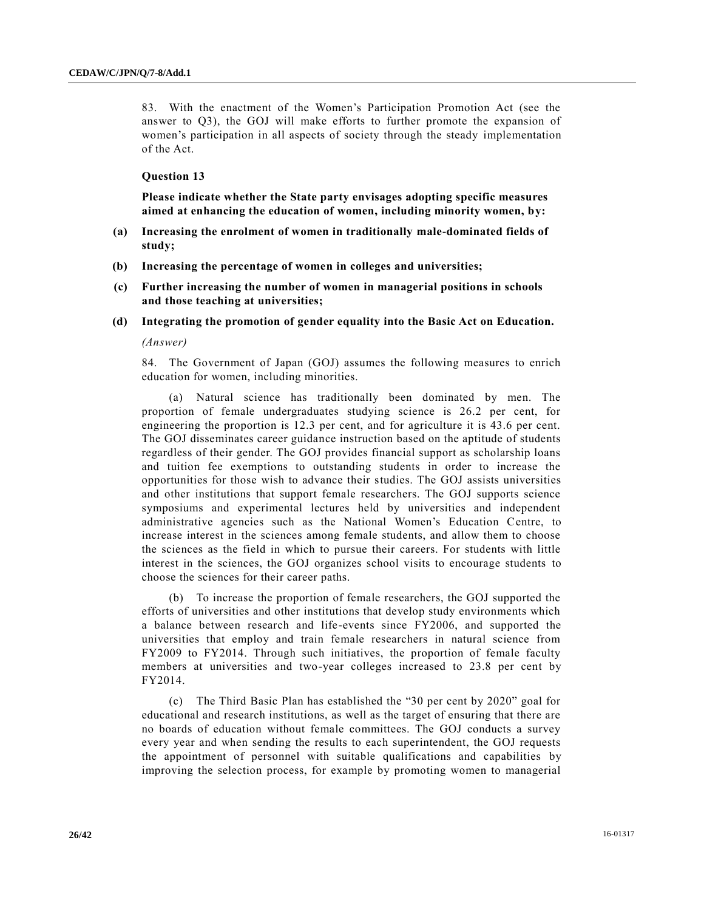83. With the enactment of the Women's Participation Promotion Act (see the answer to Q3), the GOJ will make efforts to further promote the expansion of women's participation in all aspects of society through the steady implementation of the Act.

### Question 13

**Please indicate whether the State party envisages adopting specific measures aimed at enhancing the education of women, including minority women, by:**

**(a) Increasing the enrolment of women in traditionally male-dominated fields of study;**

**(b) Increasing the percentage of women in colleges and universities;**

**(c) Further increasing the number of women in managerial positions in schools and those teaching at universities;**

**(d) Integrating the promotion of gender equality into the Basic Act on Education.**

*(Answer)*

84. The Government of Japan (GOJ) assumes the following measures to enrich education for women, including minorities.

(a) Natural science has traditionally been dominated by men. The proportion of female undergraduates studying science is 26.2 per cent, for engineering the proportion is 12.3 per cent, and for agriculture it is 43.6 per cent. The GOJ disseminates career guidance instruction based on the aptitude of students regardless of their gender. The GOJ provides financial support as scholarship loans and tuition fee exemptions to outstanding students in order to increase the opportunities for those wish to advance their studies. The GOJ assists universities and other institutions that support female researchers. The GOJ supports science symposiums and experimental lectures held by universities and independent administrative agencies such as the National Women's Education Centre, to increase interest in the sciences among female students, and allow them to choose the sciences as the field in which to pursue their careers. For students with little interest in the sciences, the GOJ organizes school visits to encourage students to choose the sciences for their career paths.

(b) To increase the proportion of female researchers, the GOJ supported the efforts of universities and other institutions that develop study environments which a balance between research and life-events since FY2006, and supported the universities that employ and train female researchers in natural science from FY2009 to FY2014. Through such initiatives, the proportion of female faculty members at universities and two-year colleges increased to 23.8 per cent by FY2014.

(c) The Third Basic Plan has established the "30 per cent by 2020" goal for educational and research institutions, as well as the target of ensuring that there are no boards of education without female committees. The GOJ conducts a survey every year and when sending the results to each superintendent, the GOJ requests the appointment of personnel with suitable qualifications and capabilities by improving the selection process, for example by promoting women to managerial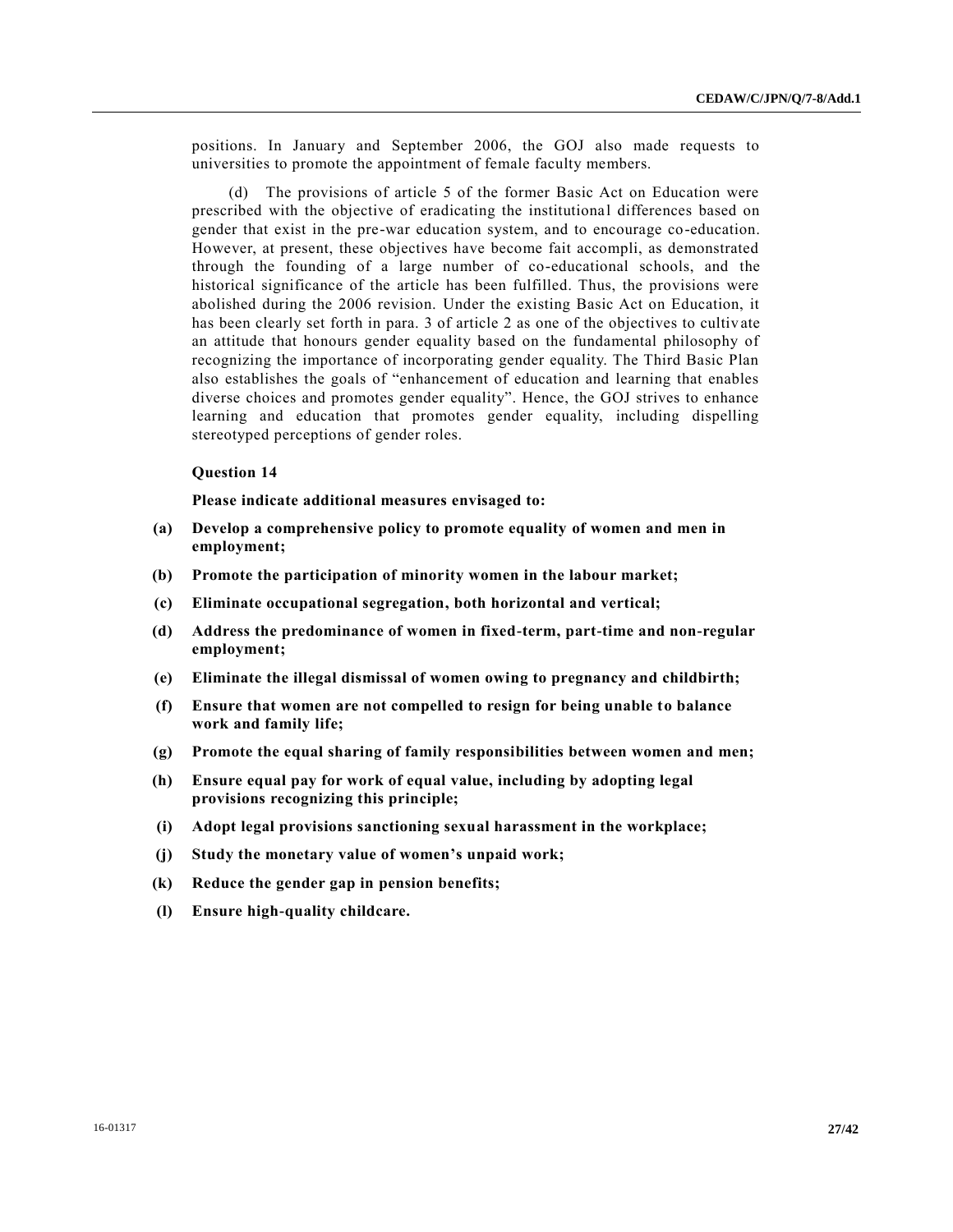positions. In January and September 2006, the GOJ also made requests to universities to promote the appointment of female faculty members.

(d) The provisions of article 5 of the former Basic Act on Education were prescribed with the objective of eradicating the institutional differences based on gender that exist in the pre-war education system, and to encourage co-education. However, at present, these objectives have become fait accompli, as demonstrated through the founding of a large number of co-educational schools, and the historical significance of the article has been fulfilled. Thus, the provisions were abolished during the 2006 revision. Under the existing Basic Act on Education, it has been clearly set forth in para. 3 of article 2 as one of the objectives to cultivate an attitude that honours gender equality based on the fundamental philosophy of recognizing the importance of incorporating gender equality. The Third Basic Plan also establishes the goals of "enhancement of education and learning that enables diverse choices and promotes gender equality". Hence, the GOJ strives to enhance learning and education that promotes gender equality, including dispelling stereotyped perceptions of gender roles.

**Question 14**

**Please indicate additional measures envisaged to:**

**(a) Develop a comprehensive policy to promote equality of women and men in employment;**

**(b) Promote the participation of minority women in the labour market;**

**(c) Eliminate occupational segregation, both horizontal and vertical;**

**(d) Address the predominance of women in fixed-term, part-time and non-regular employment;**

**(e) Eliminate the illegal dismissal of women owing to pregnancy and childbirth;**

**(f) Ensure that women are not compelled to resign for being unable to balance work and family life;**

**(g) Promote the equal sharing of family responsibilities between women and men;**

**(h) Ensure equal pay for work of equal value, including by adopting legal provisions recognizing this principle;**

**(i) Adopt legal provisions sanctioning sexual harassment in the workplace;**

**(j) Study the monetary value of women's unpaid work;**

**(k) Reduce the gender gap in pension benefits;**

**(l) Ensure high-quality childcare.**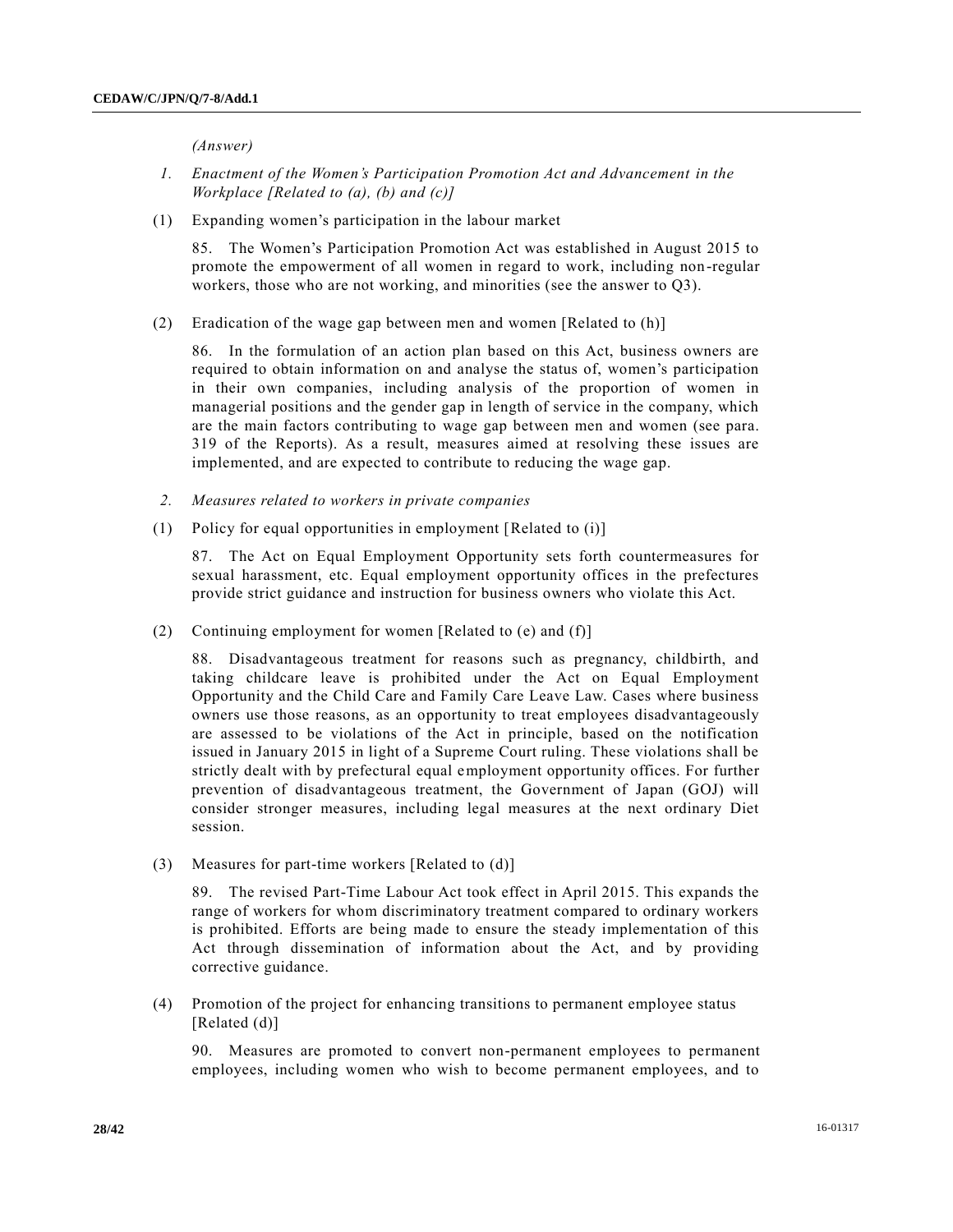*(Answer)*

*1. Enactment of the Women's Participation Promotion Act and Advancement in the Workplace [Related to (a), (b) and (c)]*

(1) Expanding women's participation in the labour market

85. The Women's Participation Promotion Act was established in August 2015 to promote the empowerment of all women in regard to work, including non-regular workers, those who are not working, and minorities (see the answer to Q3).

(2) Eradication of the wage gap between men and women [Related to (h)]

86. In the formulation of an action plan based on this Act, business owners are required to obtain information on and analyse the status of, women's participation in their own companies, including analysis of the proportion of women in managerial positions and the gender gap in length of service in the company, which are the main factors contributing to wage gap between men and women (see para. 319 of the Reports). As a result, measures aimed at resolving these issues are implemented, and are expected to contribute to reducing the wage gap.

*2. Measures related to workers in private companies*

(1) Policy for equal opportunities in employment [Related to (i)]

87. The Act on Equal Employment Opportunity sets forth countermeasures for sexual harassment, etc. Equal employment opportunity offices in the prefectures provide strict guidance and instruction for business owners who violate this Act.

(2) Continuing employment for women [Related to (e) and (f)]

88. Disadvantageous treatment for reasons such as pregnancy, childbirth, and taking childcare leave is prohibited under the Act on Equal Employment Opportunity and the Child Care and Family Care Leave Law. Cases where business owners use those reasons, as an opportunity to treat employees disadvantageously are assessed to be violations of the Act in principle, based on the notification issued in January 2015 in light of a Supreme Court ruling. These violations shall be strictly dealt with by prefectural equal employment opportunity offices. For further prevention of disadvantageous treatment, the Government of Japan (GOJ) will consider stronger measures, including legal measures at the next ordinary Diet session.

(3) Measures for part-time workers [Related to (d)]

89. The revised Part-Time Labour Act took effect in April 2015. This expands the range of workers for whom discriminatory treatment compared to ordinary workers is prohibited. Efforts are being made to ensure the steady implementation of this Act through dissemination of information about the Act, and by providing corrective guidance.

(4) Promotion of the project for enhancing transitions to permanent employee status [Related (d)]

90. Measures are promoted to convert non-permanent employees to permanent employees, including women who wish to become permanent employees, and to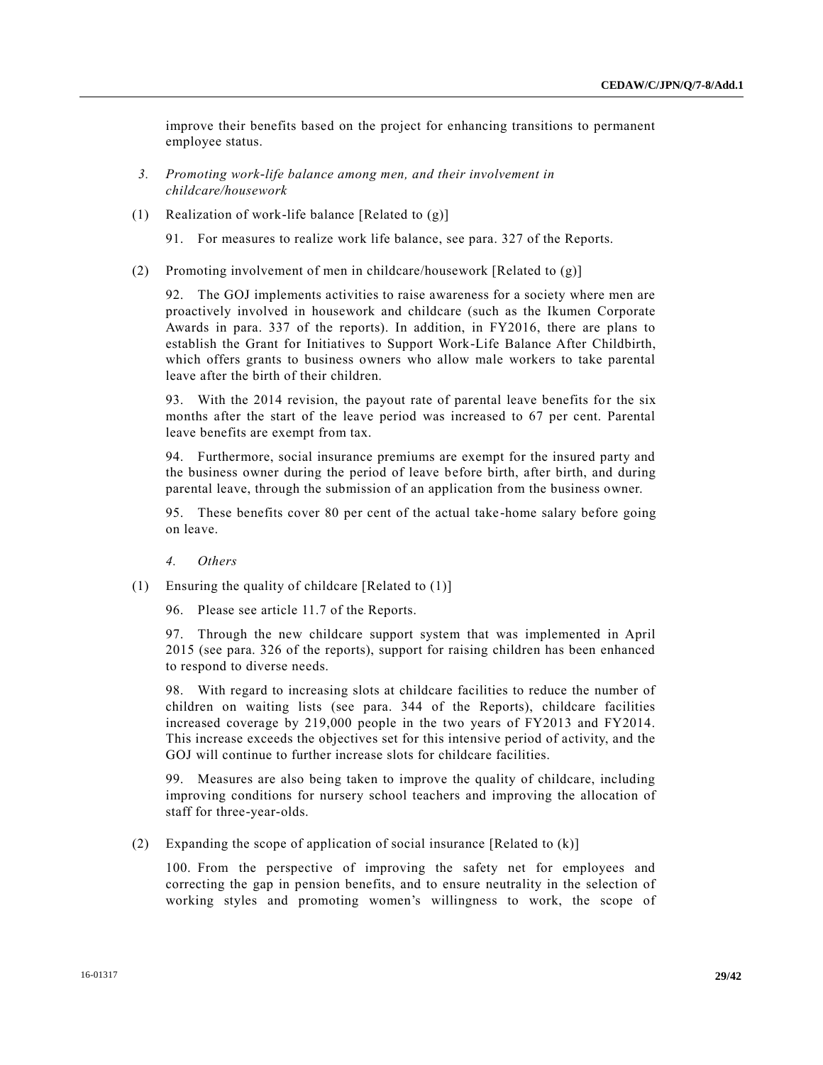improve their benefits based on the project for enhancing transitions to permanent employee status.

### *3. Promoting work-life balance among men, and their involvement in childcare/housework*

(1) Realization of work-life balance [Related to (g)]

91. For measures to realize work life balance, see para. 327 of the Reports.

(2) Promoting involvement of men in childcare/housework [Related to (g)]

92. The GOJ implements activities to raise awareness for a society where men are proactively involved in housework and childcare (such as the Ikumen Corporate Awards in para. 337 of the reports). In addition, in FY2016, there are plans to establish the Grant for Initiatives to Support Work-Life Balance After Childbirth, which offers grants to business owners who allow male workers to take parental leave after the birth of their children.

93. With the 2014 revision, the payout rate of parental leave benefits for the six months after the start of the leave period was increased to 67 per cent. Parental leave benefits are exempt from tax.

94. Furthermore, social insurance premiums are exempt for the insured party and the business owner during the period of leave before birth, after birth, and during parental leave, through the submission of an application from the business owner.

95. These benefits cover 80 per cent of the actual take-home salary before going on leave.

### *4. Others*

(1) Ensuring the quality of childcare [Related to (1)]

96. Please see article 11.7 of the Reports.

97. Through the new childcare support system that was implemented in April 2015 (see para. 326 of the reports), support for raising children has been enhanced to respond to diverse needs.

98. With regard to increasing slots at childcare facilities to reduce the number of children on waiting lists (see para. 344 of the Reports), childcare facilities increased coverage by 219,000 people in the two years of FY2013 and FY2014. This increase exceeds the objectives set for this intensive period of activity, and the GOJ will continue to further increase slots for childcare facilities.

99. Measures are also being taken to improve the quality of childcare, including improving conditions for nursery school teachers and improving the allocation of staff for three-year-olds.

(2) Expanding the scope of application of social insurance [Related to (k)]

100. From the perspective of improving the safety net for employees and correcting the gap in pension benefits, and to ensure neutrality in the selection of working styles and promoting women's willingness to work, the scope of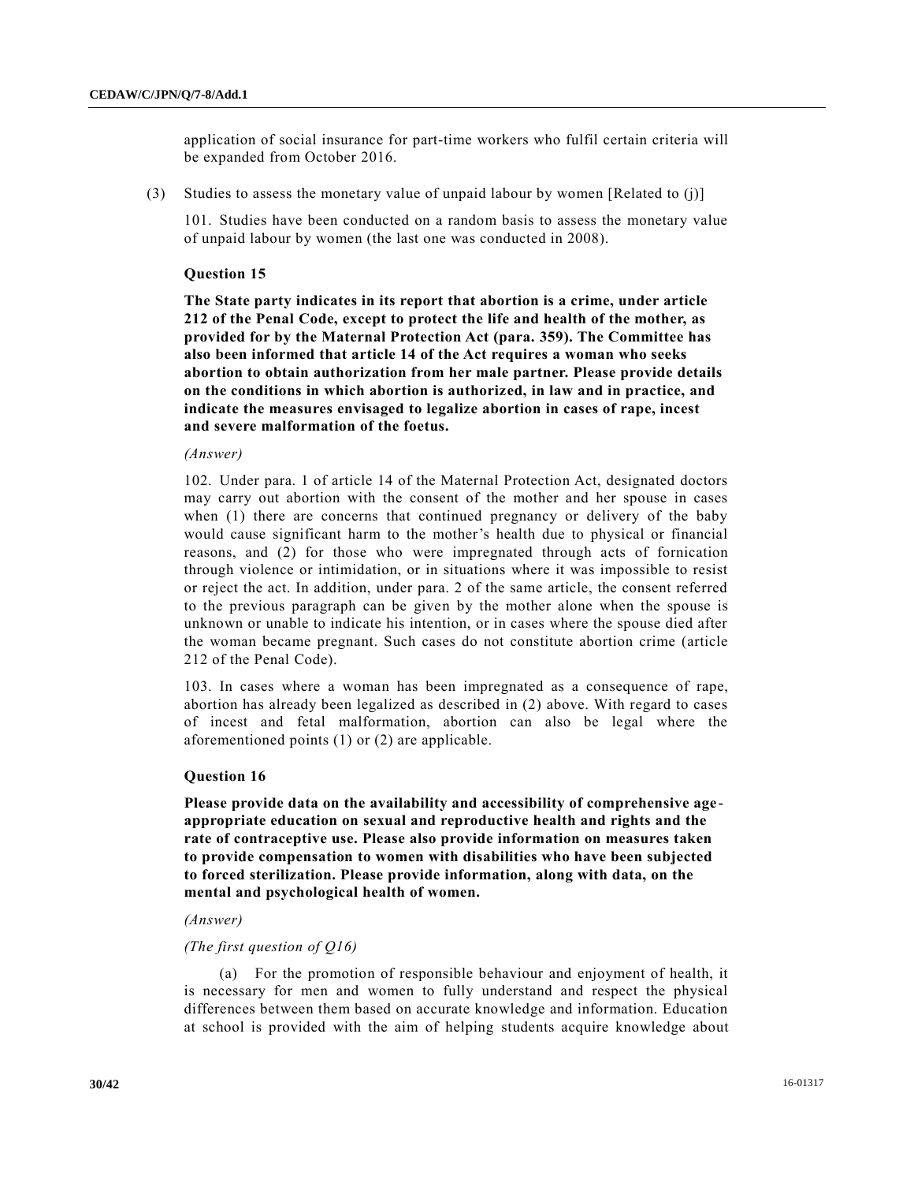application of social insurance for part-time workers who fulfil certain criteria will be expanded from October 2016.

(3) Studies to assess the monetary value of unpaid labour by women [Related to (j)]

101. Studies have been conducted on a random basis to assess the monetary value of unpaid labour by women (the last one was conducted in 2008).

### Question 15

**The State party indicates in its report that abortion is a crime, under article 212 of the Penal Code, except to protect the life and health of the mother, as provided for by the Maternal Protection Act (para. 359). The Committee has also been informed that article 14 of the Act requires a woman who seeks abortion to obtain authorization from her male partner. Please provide details on the conditions in which abortion is authorized, in law and in practice, and indicate the measures envisaged to legalize abortion in cases of rape, incest and severe malformation of the foetus.**

*(Answer)*

102. Under para. 1 of article 14 of the Maternal Protection Act, designated doctors may carry out abortion with the consent of the mother and her spouse in cases when (1) there are concerns that continued pregnancy or delivery of the baby would cause significant harm to the mother's health due to physical or financial reasons, and (2) for those who were impregnated through acts of fornication through violence or intimidation, or in situations where it was impossible to resist or reject the act. In addition, under para. 2 of the same article, the consent referred to the previous paragraph can be given by the mother alone when the spouse is unknown or unable to indicate his intention, or in cases where the spouse died after the woman became pregnant. Such cases do not constitute abortion crime (article 212 of the Penal Code).

103. In cases where a woman has been impregnated as a consequence of rape, abortion has already been legalized as described in (2) above. With regard to cases of incest and fetal malformation, abortion can also be legal where the aforementioned points (1) or (2) are applicable.

### Question 16

**Please provide data on the availability and accessibility of comprehensive age-appropriate education on sexual and reproductive health and rights and the rate of contraceptive use. Please also provide information on measures taken to provide compensation to women with disabilities who have been subjected to forced sterilization. Please provide information, along with data, on the mental and psychological health of women.**

*(Answer)*

*(The first question of Q16)*

(a) For the promotion of responsible behaviour and enjoyment of health, it is necessary for men and women to fully understand and respect the physical differences between them based on accurate knowledge and information. Education at school is provided with the aim of helping students acquire knowledge about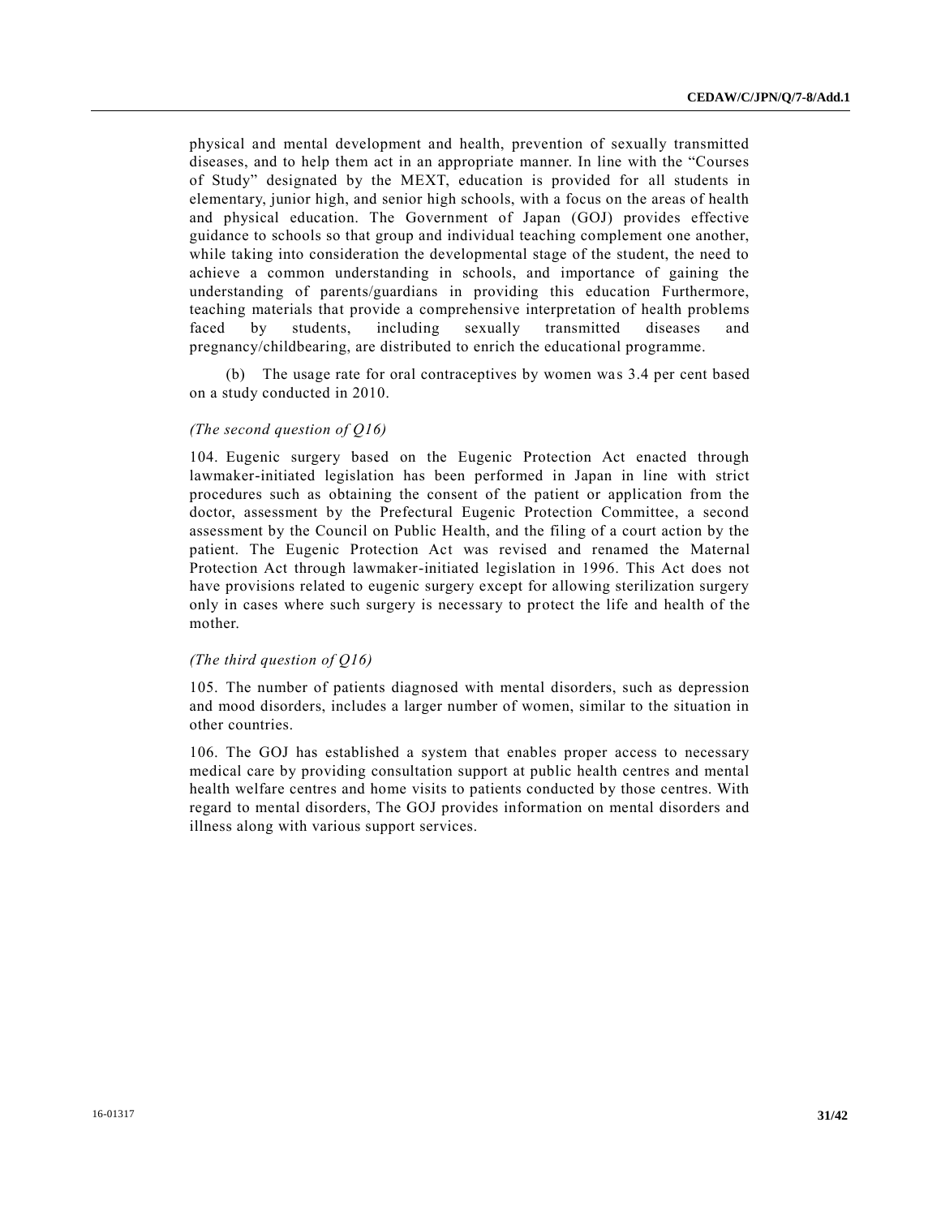physical and mental development and health, prevention of sexually transmitted diseases, and to help them act in an appropriate manner. In line with the "Courses of Study" designated by the MEXT, education is provided for all students in elementary, junior high, and senior high schools, with a focus on the areas of health and physical education. The Government of Japan (GOJ) provides effective guidance to schools so that group and individual teaching complement one another, while taking into consideration the developmental stage of the student, the need to achieve a common understanding in schools, and importance of gaining the understanding of parents/guardians in providing this education Furthermore, teaching materials that provide a comprehensive interpretation of health problems faced by students, including sexually transmitted diseases and pregnancy/childbearing, are distributed to enrich the educational programme.

(b) The usage rate for oral contraceptives by women was 3.4 per cent based on a study conducted in 2010.

*(The second question of Q16)*

104. Eugenic surgery based on the Eugenic Protection Act enacted through lawmaker-initiated legislation has been performed in Japan in line with strict procedures such as obtaining the consent of the patient or application from the doctor, assessment by the Prefectural Eugenic Protection Committee, a second assessment by the Council on Public Health, and the filing of a court action by the patient. The Eugenic Protection Act was revised and renamed the Maternal Protection Act through lawmaker-initiated legislation in 1996. This Act does not have provisions related to eugenic surgery except for allowing sterilization surgery only in cases where such surgery is necessary to protect the life and health of the mother.

*(The third question of Q16)*

105. The number of patients diagnosed with mental disorders, such as depression and mood disorders, includes a larger number of women, similar to the situation in other countries.

106. The GOJ has established a system that enables proper access to necessary medical care by providing consultation support at public health centres and mental health welfare centres and home visits to patients conducted by those centres. With regard to mental disorders, The GOJ provides information on mental disorders and illness along with various support services.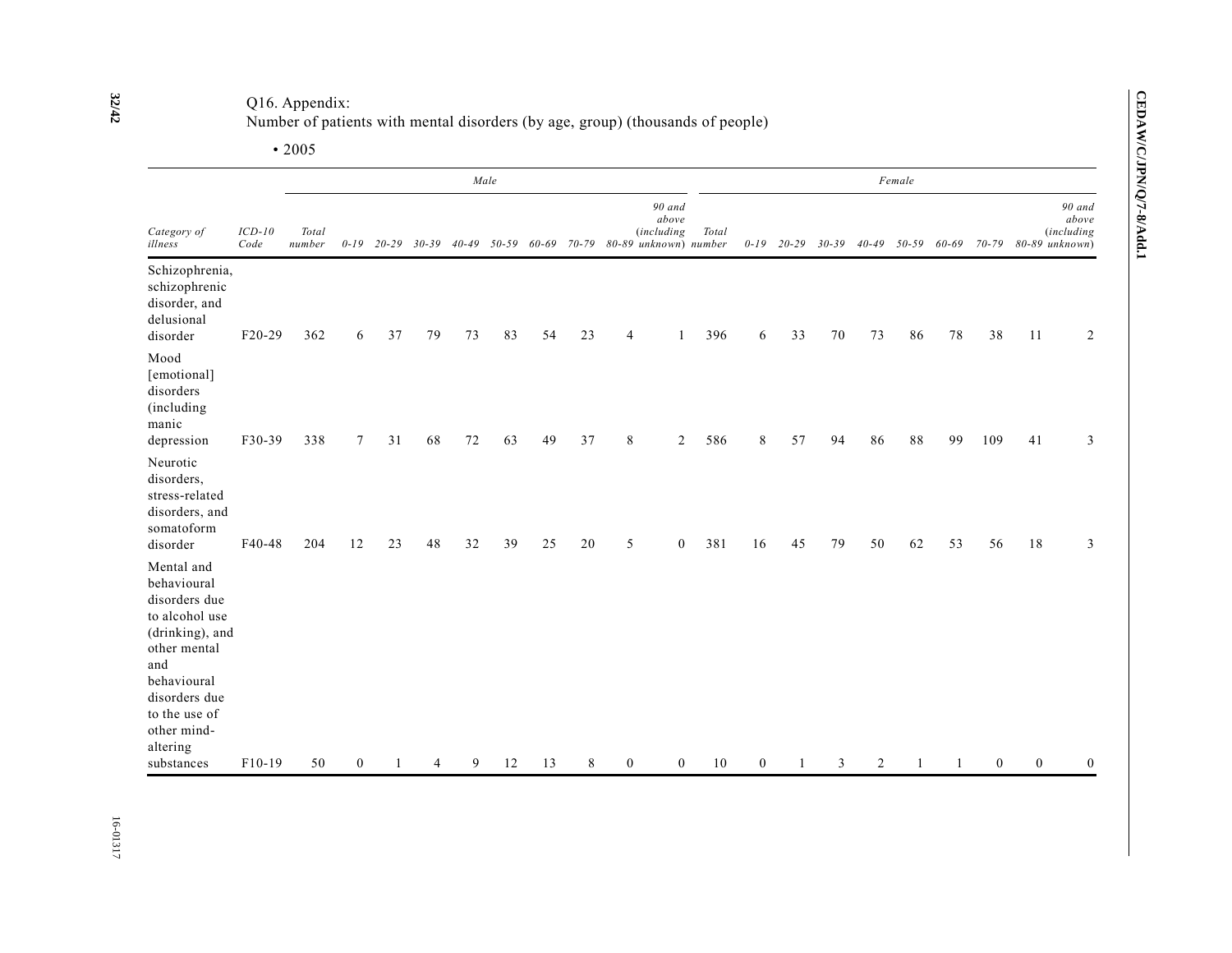Q16. Appendix:
Number of patients with mental disorders (by age, group) (thousands of people)

- 2005

| Category of illness | ICD-10 Code | Male | | | | | | | | | | | Female | | | | | | | | | | |
|---|---|---|---|---|---|---|---|---|---|---|---|---|---|---|---|---|---|---|---|---|---|---|---|
| | | Total number | 0-19 | 20-29 | 30-39 | 40-49 | 50-59 | 60-69 | 70-79 | 80-89 | 90 and above (including unknown) | | Total number | 0-19 | 20-29 | 30-39 | 40-49 | 50-59 | 60-69 | 70-79 | 80-89 | 90 and above (including unknown) | |
| Schizophrenia, schizophrenic disorder, and delusional disorder | F20-29 | 362 | 6 | 37 | 79 | 73 | 83 | 54 | 23 | 4 | 1 | | 396 | 6 | 33 | 70 | 73 | 86 | 78 | 38 | 11 | 2 | |
| Mood [emotional] disorders (including manic depression | F30-39 | 338 | 7 | 31 | 68 | 72 | 63 | 49 | 37 | 8 | 2 | | 586 | 8 | 57 | 94 | 86 | 88 | 99 | 109 | 41 | 3 | |
| Neurotic disorders, stress-related disorders, and somatoform disorder | F40-48 | 204 | 12 | 23 | 48 | 32 | 39 | 25 | 20 | 5 | 0 | | 381 | 16 | 45 | 79 | 50 | 62 | 53 | 56 | 18 | 3 | |
| Mental and behavioural disorders due to alcohol use (drinking), and other mental and behavioural disorders due to the use of other mind-altering substances | F10-19 | 50 | 0 | 1 | 4 | 9 | 12 | 13 | 8 | 0 | 0 | | 10 | 0 | 1 | 3 | 2 | 1 | 1 | 0 | 0 | 0 | |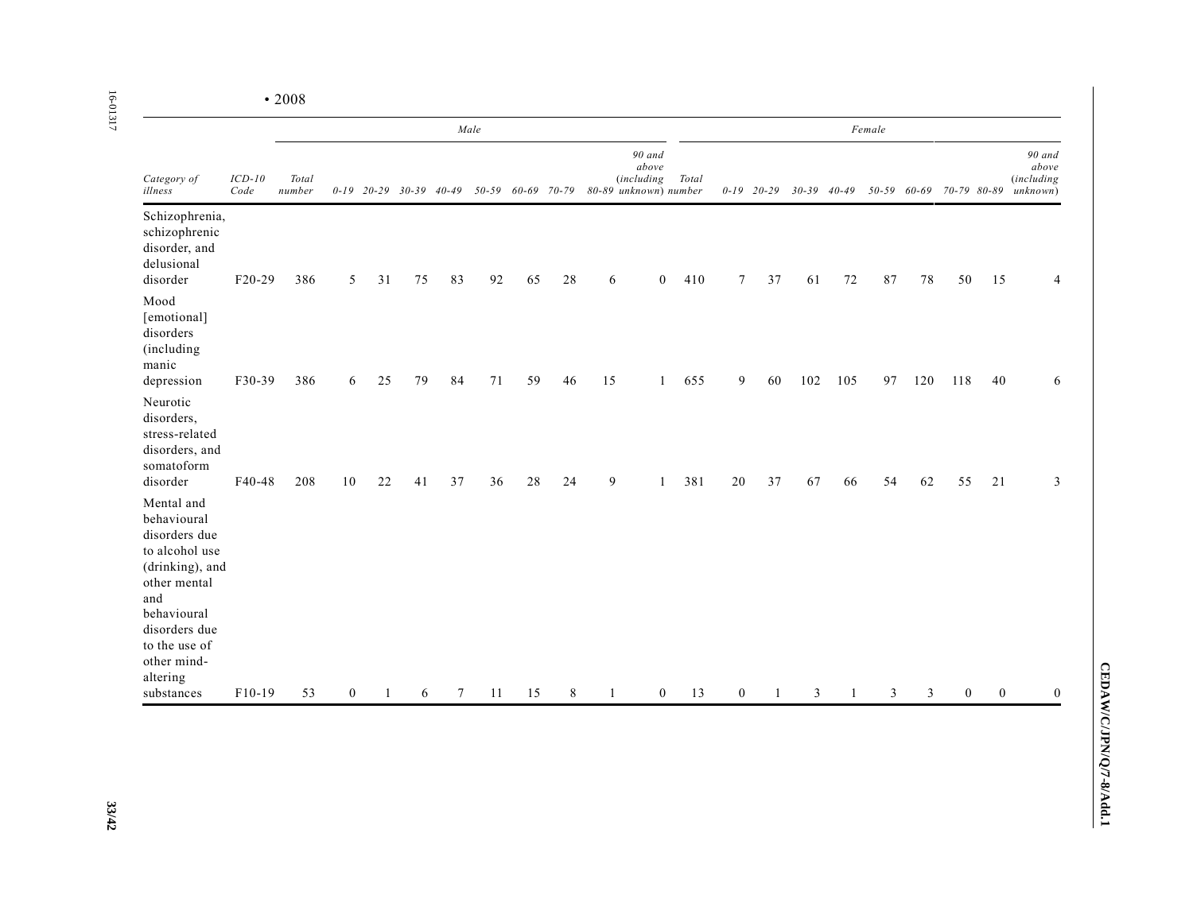• 2008

| Category of illness | ICD-10 Code | Male | | | | | | | | | | Female | | | | | | | | | |
|---|---|---|---|---|---|---|---|---|---|---|---|---|---|---|---|---|---|---|---|---|---|
| | | Total number | 0-19 | 20-29 | 30-39 | 40-49 | 50-59 | 60-69 | 70-79 | 80-89 | 90 and above (including unknown) | Total number | 0-19 | 20-29 | 30-39 | 40-49 | 50-59 | 60-69 | 70-79 | 80-89 | 90 and above (including unknown) |
| Schizophrenia, schizophrenic disorder, and delusional disorder | F20-29 | 386 | 5 | 31 | 75 | 83 | 92 | 65 | 28 | 6 | 0 | 410 | 7 | 37 | 61 | 72 | 87 | 78 | 50 | 15 | 4 |
| Mood [emotional] disorders (including manic depression | F30-39 | 386 | 6 | 25 | 79 | 84 | 71 | 59 | 46 | 15 | 1 | 655 | 9 | 60 | 102 | 105 | 97 | 120 | 118 | 40 | 6 |
| Neurotic disorders, stress-related disorders, and somatoform disorder | F40-48 | 208 | 10 | 22 | 41 | 37 | 36 | 28 | 24 | 9 | 1 | 381 | 20 | 37 | 67 | 66 | 54 | 62 | 55 | 21 | 3 |
| Mental and behavioural disorders due to alcohol use (drinking), and other mental and behavioural disorders due to the use of other mind-altering substances | F10-19 | 53 | 0 | 1 | 6 | 7 | 11 | 15 | 8 | 1 | 0 | 13 | 0 | 1 | 3 | 1 | 3 | 3 | 0 | 0 | 0 |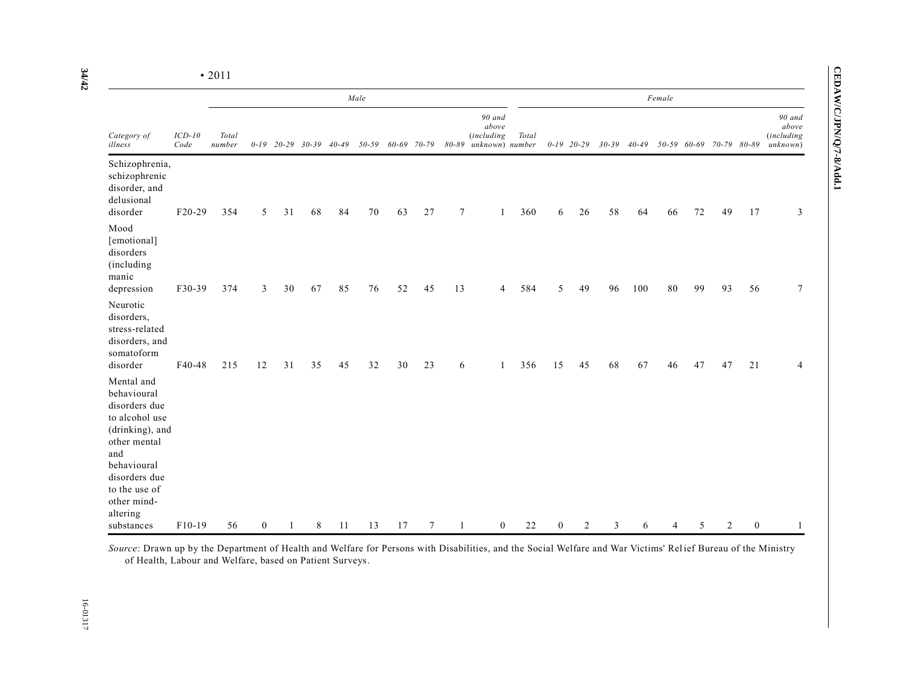• 2011

| Category of illness | ICD-10 Code | Male | | | | | | | | | | Female | | | | | | | | | |
|---|---|---|---|---|---|---|---|---|---|---|---|---|---|---|---|---|---|---|---|---|---|
| | | Total number | 0-19 | 20-29 | 30-39 | 40-49 | 50-59 | 60-69 | 70-79 | 80-89 | 90 and above (including unknown) | Total number | 0-19 | 20-29 | 30-39 | 40-49 | 50-59 | 60-69 | 70-79 | 80-89 | 90 and above (including unknown) |
| Schizophrenia, schizophrenic disorder, and delusional disorder | F20-29 | 354 | 5 | 31 | 68 | 84 | 70 | 63 | 27 | 7 | 1 | 360 | 6 | 26 | 58 | 64 | 66 | 72 | 49 | 17 | 3 |
| Mood [emotional] disorders (including manic depression | F30-39 | 374 | 3 | 30 | 67 | 85 | 76 | 52 | 45 | 13 | 4 | 584 | 5 | 49 | 96 | 100 | 80 | 99 | 93 | 56 | 7 |
| Neurotic disorders, stress-related disorders, and somatoform disorder | F40-48 | 215 | 12 | 31 | 35 | 45 | 32 | 30 | 23 | 6 | 1 | 356 | 15 | 45 | 68 | 67 | 46 | 47 | 47 | 21 | 4 |
| Mental and behavioural disorders due to alcohol use (drinking), and other mental and behavioural disorders due to the use of other mind-altering substances | F10-19 | 56 | 0 | 1 | 8 | 11 | 13 | 17 | 7 | 1 | 0 | 22 | 0 | 2 | 3 | 6 | 4 | 5 | 2 | 0 | 1 |

*Source*: Drawn up by the Department of Health and Welfare for Persons with Disabilities, and the Social Welfare and War Victims' Relief Bureau of the Ministry of Health, Labour and Welfare, based on Patient Surveys.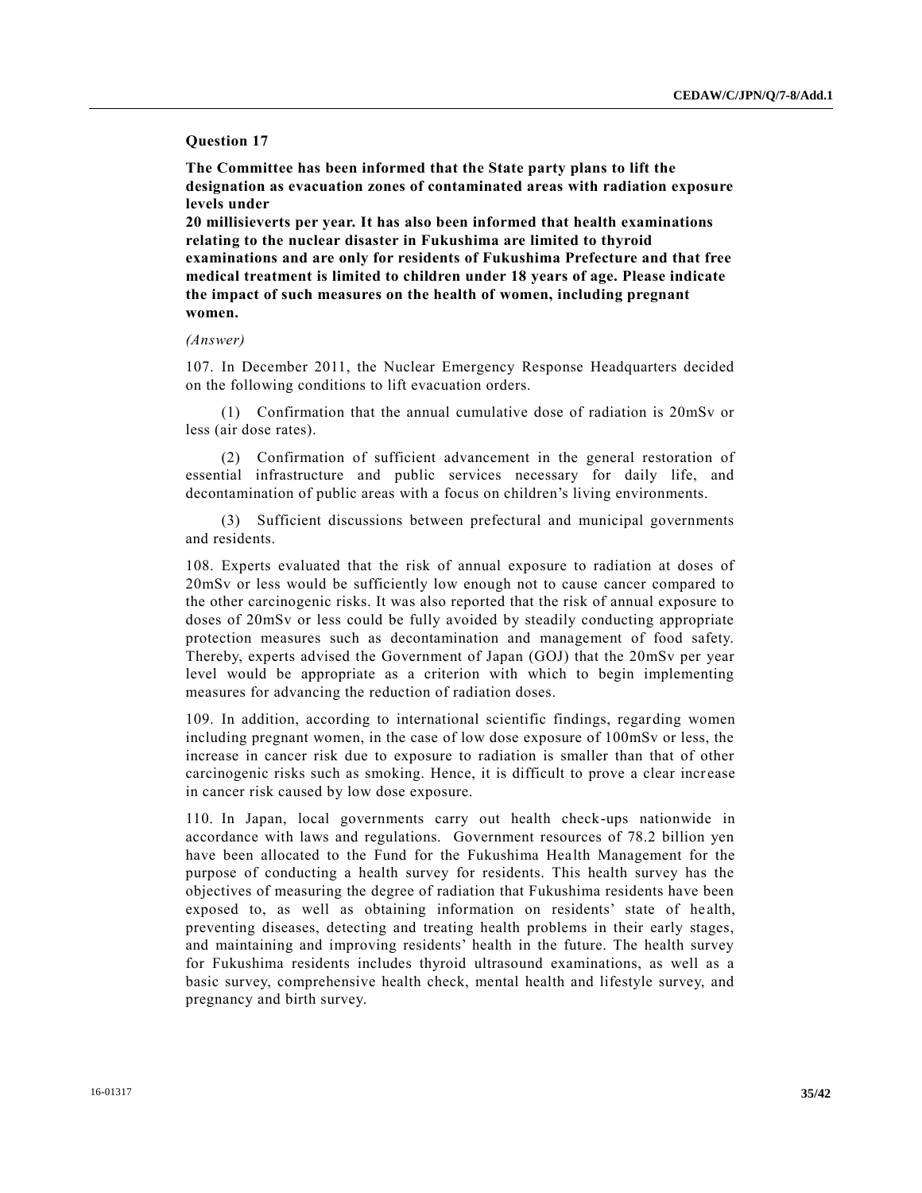**Question 17**

**The Committee has been informed that the State party plans to lift the designation as evacuation zones of contaminated areas with radiation exposure levels under 20 millisieverts per year. It has also been informed that health examinations relating to the nuclear disaster in Fukushima are limited to thyroid examinations and are only for residents of Fukushima Prefecture and that free medical treatment is limited to children under 18 years of age. Please indicate the impact of such measures on the health of women, including pregnant women.**

*(Answer)*

107. In December 2011, the Nuclear Emergency Response Headquarters decided on the following conditions to lift evacuation orders.

(1) Confirmation that the annual cumulative dose of radiation is 20mSv or less (air dose rates).

(2) Confirmation of sufficient advancement in the general restoration of essential infrastructure and public services necessary for daily life, and decontamination of public areas with a focus on children's living environments.

(3) Sufficient discussions between prefectural and municipal governments and residents.

108. Experts evaluated that the risk of annual exposure to radiation at doses of 20mSv or less would be sufficiently low enough not to cause cancer compared to the other carcinogenic risks. It was also reported that the risk of annual exposure to doses of 20mSv or less could be fully avoided by steadily conducting appropriate protection measures such as decontamination and management of food safety. Thereby, experts advised the Government of Japan (GOJ) that the 20mSv per year level would be appropriate as a criterion with which to begin implementing measures for advancing the reduction of radiation doses.

109. In addition, according to international scientific findings, regarding women including pregnant women, in the case of low dose exposure of 100mSv or less, the increase in cancer risk due to exposure to radiation is smaller than that of other carcinogenic risks such as smoking. Hence, it is difficult to prove a clear increase in cancer risk caused by low dose exposure.

110. In Japan, local governments carry out health check-ups nationwide in accordance with laws and regulations. Government resources of 78.2 billion yen have been allocated to the Fund for the Fukushima Health Management for the purpose of conducting a health survey for residents. This health survey has the objectives of measuring the degree of radiation that Fukushima residents have been exposed to, as well as obtaining information on residents' state of health, preventing diseases, detecting and treating health problems in their early stages, and maintaining and improving residents' health in the future. The health survey for Fukushima residents includes thyroid ultrasound examinations, as well as a basic survey, comprehensive health check, mental health and lifestyle survey, and pregnancy and birth survey.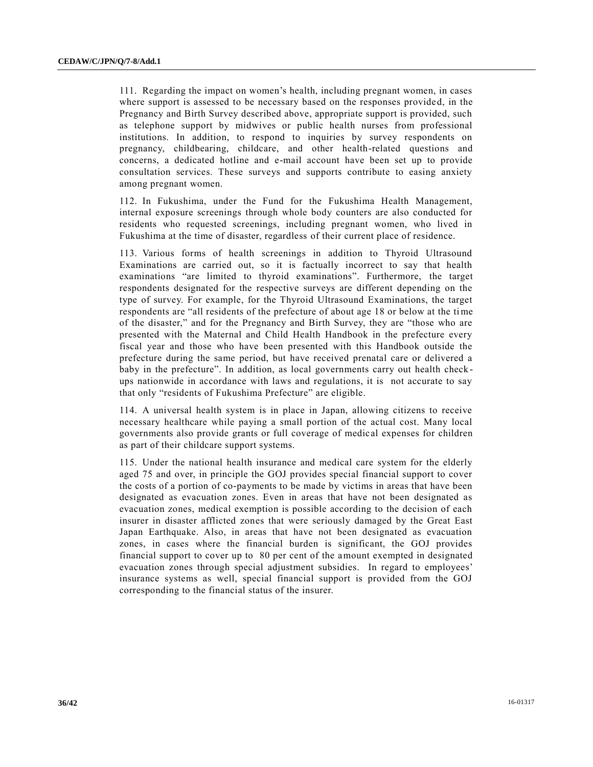111. Regarding the impact on women's health, including pregnant women, in cases where support is assessed to be necessary based on the responses provided, in the Pregnancy and Birth Survey described above, appropriate support is provided, such as telephone support by midwives or public health nurses from professional institutions. In addition, to respond to inquiries by survey respondents on pregnancy, childbearing, childcare, and other health-related questions and concerns, a dedicated hotline and e-mail account have been set up to provide consultation services. These surveys and supports contribute to easing anxiety among pregnant women.

112. In Fukushima, under the Fund for the Fukushima Health Management, internal exposure screenings through whole body counters are also conducted for residents who requested screenings, including pregnant women, who lived in Fukushima at the time of disaster, regardless of their current place of residence.

113. Various forms of health screenings in addition to Thyroid Ultrasound Examinations are carried out, so it is factually incorrect to say that health examinations "are limited to thyroid examinations". Furthermore, the target respondents designated for the respective surveys are different depending on the type of survey. For example, for the Thyroid Ultrasound Examinations, the target respondents are "all residents of the prefecture of about age 18 or below at the time of the disaster," and for the Pregnancy and Birth Survey, they are "those who are presented with the Maternal and Child Health Handbook in the prefecture every fiscal year and those who have been presented with this Handbook outside the prefecture during the same period, but have received prenatal care or delivered a baby in the prefecture". In addition, as local governments carry out health check-ups nationwide in accordance with laws and regulations, it is not accurate to say that only "residents of Fukushima Prefecture" are eligible.

114. A universal health system is in place in Japan, allowing citizens to receive necessary healthcare while paying a small portion of the actual cost. Many local governments also provide grants or full coverage of medical expenses for children as part of their childcare support systems.

115. Under the national health insurance and medical care system for the elderly aged 75 and over, in principle the GOJ provides special financial support to cover the costs of a portion of co-payments to be made by victims in areas that have been designated as evacuation zones. Even in areas that have not been designated as evacuation zones, medical exemption is possible according to the decision of each insurer in disaster afflicted zones that were seriously damaged by the Great East Japan Earthquake. Also, in areas that have not been designated as evacuation zones, in cases where the financial burden is significant, the GOJ provides financial support to cover up to 80 per cent of the amount exempted in designated evacuation zones through special adjustment subsidies. In regard to employees' insurance systems as well, special financial support is provided from the GOJ corresponding to the financial status of the insurer.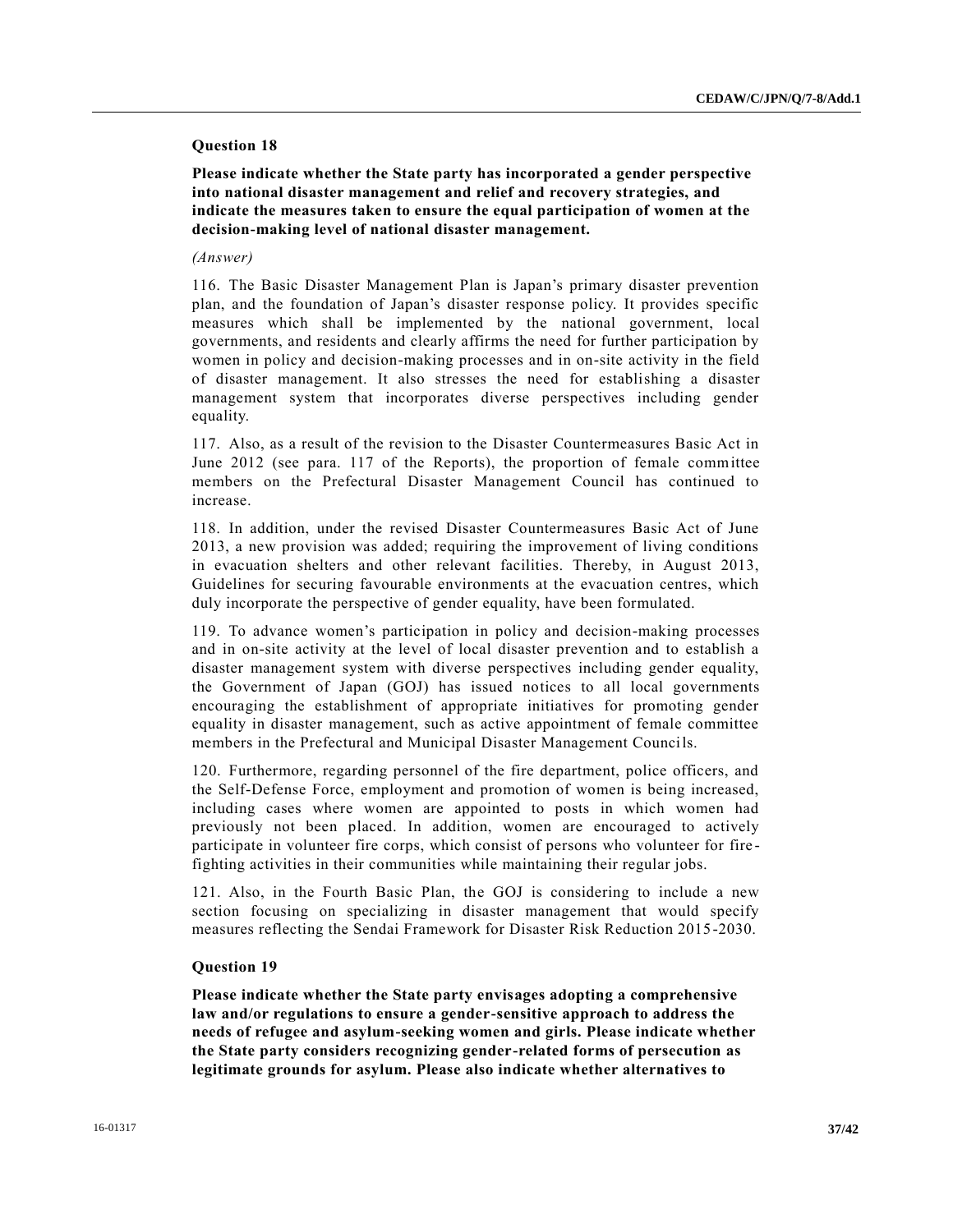### Question 18

**Please indicate whether the State party has incorporated a gender perspective into national disaster management and relief and recovery strategies, and indicate the measures taken to ensure the equal participation of women at the decision-making level of national disaster management.**

*(Answer)*

116. The Basic Disaster Management Plan is Japan's primary disaster prevention plan, and the foundation of Japan's disaster response policy. It provides specific measures which shall be implemented by the national government, local governments, and residents and clearly affirms the need for further participation by women in policy and decision-making processes and in on-site activity in the field of disaster management. It also stresses the need for establishing a disaster management system that incorporates diverse perspectives including gender equality.

117. Also, as a result of the revision to the Disaster Countermeasures Basic Act in June 2012 (see para. 117 of the Reports), the proportion of female committee members on the Prefectural Disaster Management Council has continued to increase.

118. In addition, under the revised Disaster Countermeasures Basic Act of June 2013, a new provision was added; requiring the improvement of living conditions in evacuation shelters and other relevant facilities. Thereby, in August 2013, Guidelines for securing favourable environments at the evacuation centres, which duly incorporate the perspective of gender equality, have been formulated.

119. To advance women's participation in policy and decision-making processes and in on-site activity at the level of local disaster prevention and to establish a disaster management system with diverse perspectives including gender equality, the Government of Japan (GOJ) has issued notices to all local governments encouraging the establishment of appropriate initiatives for promoting gender equality in disaster management, such as active appointment of female committee members in the Prefectural and Municipal Disaster Management Councils.

120. Furthermore, regarding personnel of the fire department, police officers, and the Self-Defense Force, employment and promotion of women is being increased, including cases where women are appointed to posts in which women had previously not been placed. In addition, women are encouraged to actively participate in volunteer fire corps, which consist of persons who volunteer for fire-fighting activities in their communities while maintaining their regular jobs.

121. Also, in the Fourth Basic Plan, the GOJ is considering to include a new section focusing on specializing in disaster management that would specify measures reflecting the Sendai Framework for Disaster Risk Reduction 2015-2030.

### Question 19

**Please indicate whether the State party envisages adopting a comprehensive law and/or regulations to ensure a gender-sensitive approach to address the needs of refugee and asylum-seeking women and girls. Please indicate whether the State party considers recognizing gender-related forms of persecution as legitimate grounds for asylum. Please also indicate whether alternatives to**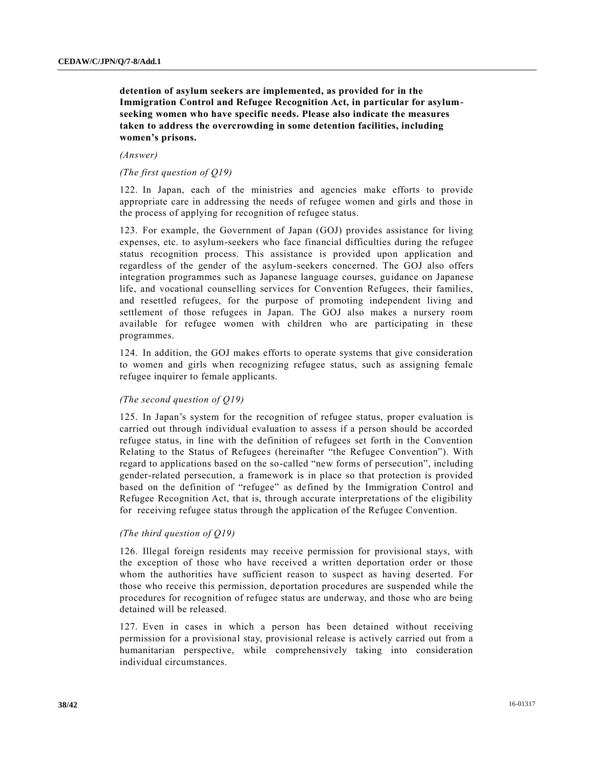**detention of asylum seekers are implemented, as provided for in the Immigration Control and Refugee Recognition Act, in particular for asylum-seeking women who have specific needs. Please also indicate the measures taken to address the overcrowding in some detention facilities, including women's prisons.**

*(Answer)*

*(The first question of Q19)*

122. In Japan, each of the ministries and agencies make efforts to provide appropriate care in addressing the needs of refugee women and girls and those in the process of applying for recognition of refugee status.

123. For example, the Government of Japan (GOJ) provides assistance for living expenses, etc. to asylum-seekers who face financial difficulties during the refugee status recognition process. This assistance is provided upon application and regardless of the gender of the asylum-seekers concerned. The GOJ also offers integration programmes such as Japanese language courses, guidance on Japanese life, and vocational counselling services for Convention Refugees, their families, and resettled refugees, for the purpose of promoting independent living and settlement of those refugees in Japan. The GOJ also makes a nursery room available for refugee women with children who are participating in these programmes.

124. In addition, the GOJ makes efforts to operate systems that give consideration to women and girls when recognizing refugee status, such as assigning female refugee inquirer to female applicants.

*(The second question of Q19)*

125. In Japan's system for the recognition of refugee status, proper evaluation is carried out through individual evaluation to assess if a person should be accorded refugee status, in line with the definition of refugees set forth in the Convention Relating to the Status of Refugees (hereinafter "the Refugee Convention"). With regard to applications based on the so-called "new forms of persecution", including gender-related persecution, a framework is in place so that protection is provided based on the definition of "refugee" as defined by the Immigration Control and Refugee Recognition Act, that is, through accurate interpretations of the eligibility for receiving refugee status through the application of the Refugee Convention.

*(The third question of Q19)*

126. Illegal foreign residents may receive permission for provisional stays, with the exception of those who have received a written deportation order or those whom the authorities have sufficient reason to suspect as having deserted. For those who receive this permission, deportation procedures are suspended while the procedures for recognition of refugee status are underway, and those who are being detained will be released.

127. Even in cases in which a person has been detained without receiving permission for a provisional stay, provisional release is actively carried out from a humanitarian perspective, while comprehensively taking into consideration individual circumstances.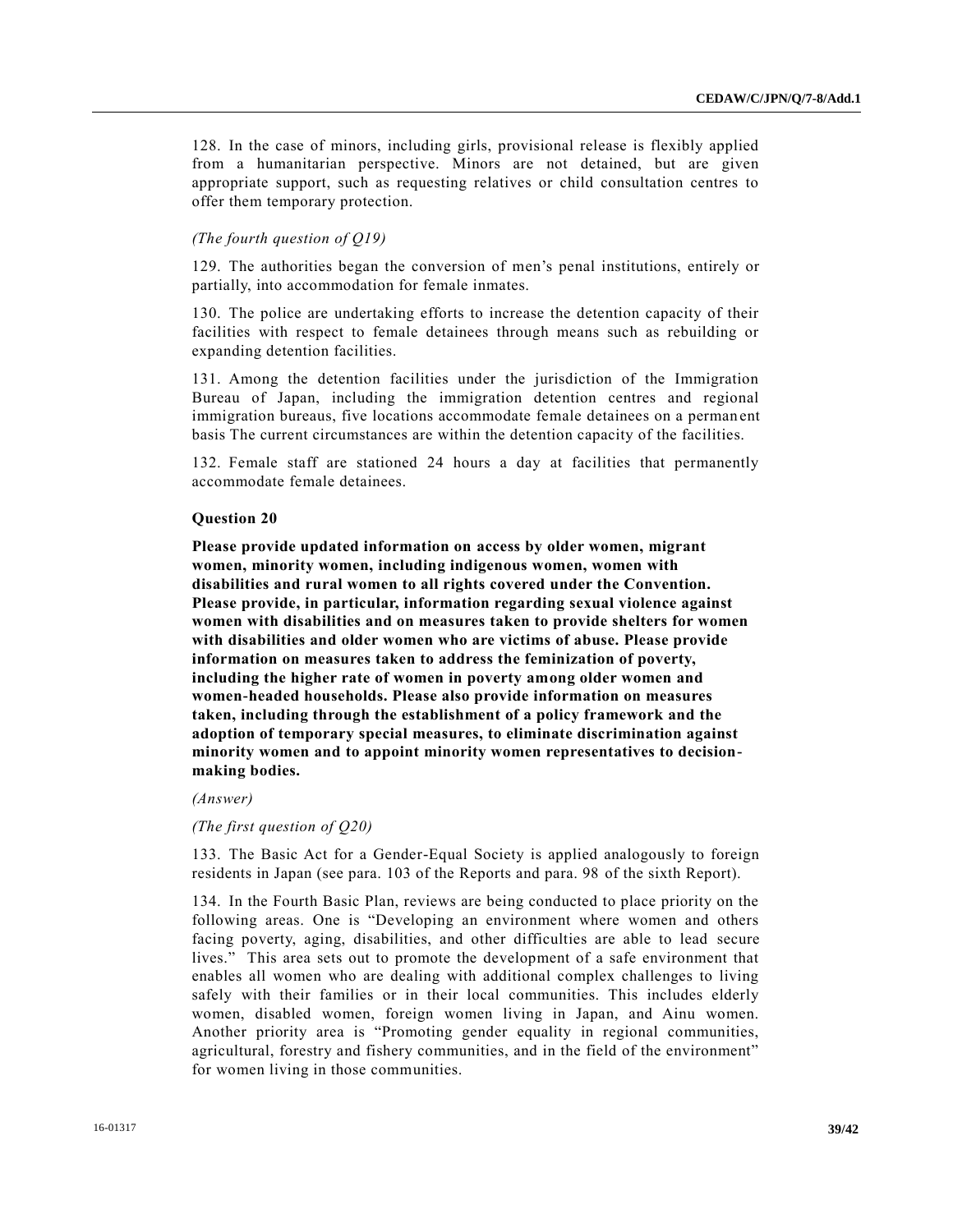128. In the case of minors, including girls, provisional release is flexibly applied from a humanitarian perspective. Minors are not detained, but are given appropriate support, such as requesting relatives or child consultation centres to offer them temporary protection.

*(The fourth question of Q19)*

129. The authorities began the conversion of men's penal institutions, entirely or partially, into accommodation for female inmates.

130. The police are undertaking efforts to increase the detention capacity of their facilities with respect to female detainees through means such as rebuilding or expanding detention facilities.

131. Among the detention facilities under the jurisdiction of the Immigration Bureau of Japan, including the immigration detention centres and regional immigration bureaus, five locations accommodate female detainees on a permanent basis The current circumstances are within the detention capacity of the facilities.

132. Female staff are stationed 24 hours a day at facilities that permanently accommodate female detainees.

**Question 20**

**Please provide updated information on access by older women, migrant women, minority women, including indigenous women, women with disabilities and rural women to all rights covered under the Convention. Please provide, in particular, information regarding sexual violence against women with disabilities and on measures taken to provide shelters for women with disabilities and older women who are victims of abuse. Please provide information on measures taken to address the feminization of poverty, including the higher rate of women in poverty among older women and women-headed households. Please also provide information on measures taken, including through the establishment of a policy framework and the adoption of temporary special measures, to eliminate discrimination against minority women and to appoint minority women representatives to decision-making bodies.**

*(Answer)*

*(The first question of Q20)*

133. The Basic Act for a Gender-Equal Society is applied analogously to foreign residents in Japan (see para. 103 of the Reports and para. 98 of the sixth Report).

134. In the Fourth Basic Plan, reviews are being conducted to place priority on the following areas. One is "Developing an environment where women and others facing poverty, aging, disabilities, and other difficulties are able to lead secure lives." This area sets out to promote the development of a safe environment that enables all women who are dealing with additional complex challenges to living safely with their families or in their local communities. This includes elderly women, disabled women, foreign women living in Japan, and Ainu women. Another priority area is "Promoting gender equality in regional communities, agricultural, forestry and fishery communities, and in the field of the environment" for women living in those communities.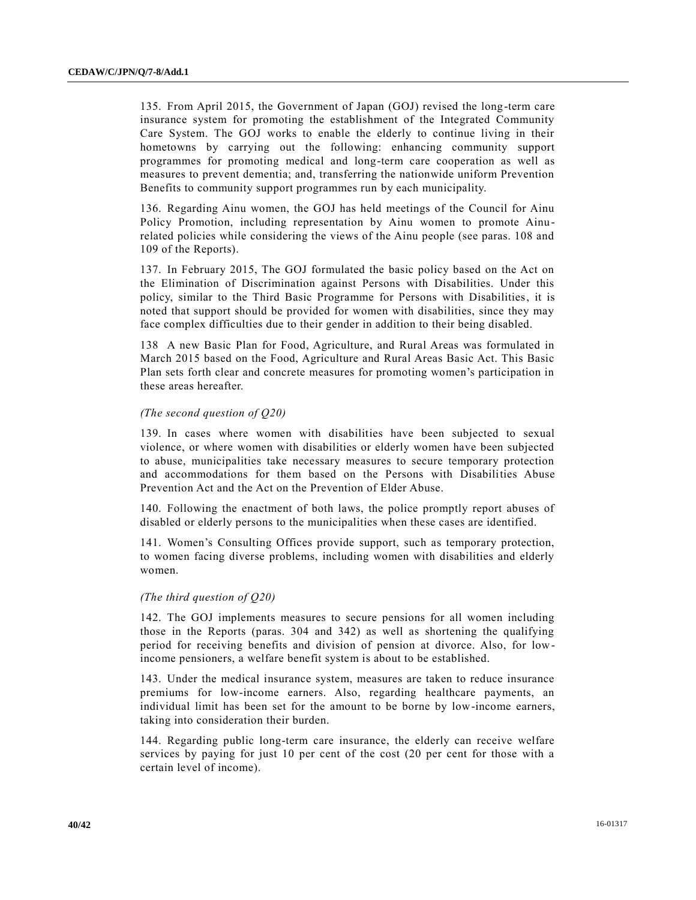135. From April 2015, the Government of Japan (GOJ) revised the long-term care insurance system for promoting the establishment of the Integrated Community Care System. The GOJ works to enable the elderly to continue living in their hometowns by carrying out the following: enhancing community support programmes for promoting medical and long-term care cooperation as well as measures to prevent dementia; and, transferring the nationwide uniform Prevention Benefits to community support programmes run by each municipality.

136. Regarding Ainu women, the GOJ has held meetings of the Council for Ainu Policy Promotion, including representation by Ainu women to promote Ainu-related policies while considering the views of the Ainu people (see paras. 108 and 109 of the Reports).

137. In February 2015, The GOJ formulated the basic policy based on the Act on the Elimination of Discrimination against Persons with Disabilities. Under this policy, similar to the Third Basic Programme for Persons with Disabilities, it is noted that support should be provided for women with disabilities, since they may face complex difficulties due to their gender in addition to their being disabled.

138 A new Basic Plan for Food, Agriculture, and Rural Areas was formulated in March 2015 based on the Food, Agriculture and Rural Areas Basic Act. This Basic Plan sets forth clear and concrete measures for promoting women's participation in these areas hereafter.

*(The second question of Q20)*

139. In cases where women with disabilities have been subjected to sexual violence, or where women with disabilities or elderly women have been subjected to abuse, municipalities take necessary measures to secure temporary protection and accommodations for them based on the Persons with Disabilities Abuse Prevention Act and the Act on the Prevention of Elder Abuse.

140. Following the enactment of both laws, the police promptly report abuses of disabled or elderly persons to the municipalities when these cases are identified.

141. Women's Consulting Offices provide support, such as temporary protection, to women facing diverse problems, including women with disabilities and elderly women.

*(The third question of Q20)*

142. The GOJ implements measures to secure pensions for all women including those in the Reports (paras. 304 and 342) as well as shortening the qualifying period for receiving benefits and division of pension at divorce. Also, for low-income pensioners, a welfare benefit system is about to be established.

143. Under the medical insurance system, measures are taken to reduce insurance premiums for low-income earners. Also, regarding healthcare payments, an individual limit has been set for the amount to be borne by low-income earners, taking into consideration their burden.

144. Regarding public long-term care insurance, the elderly can receive welfare services by paying for just 10 per cent of the cost (20 per cent for those with a certain level of income).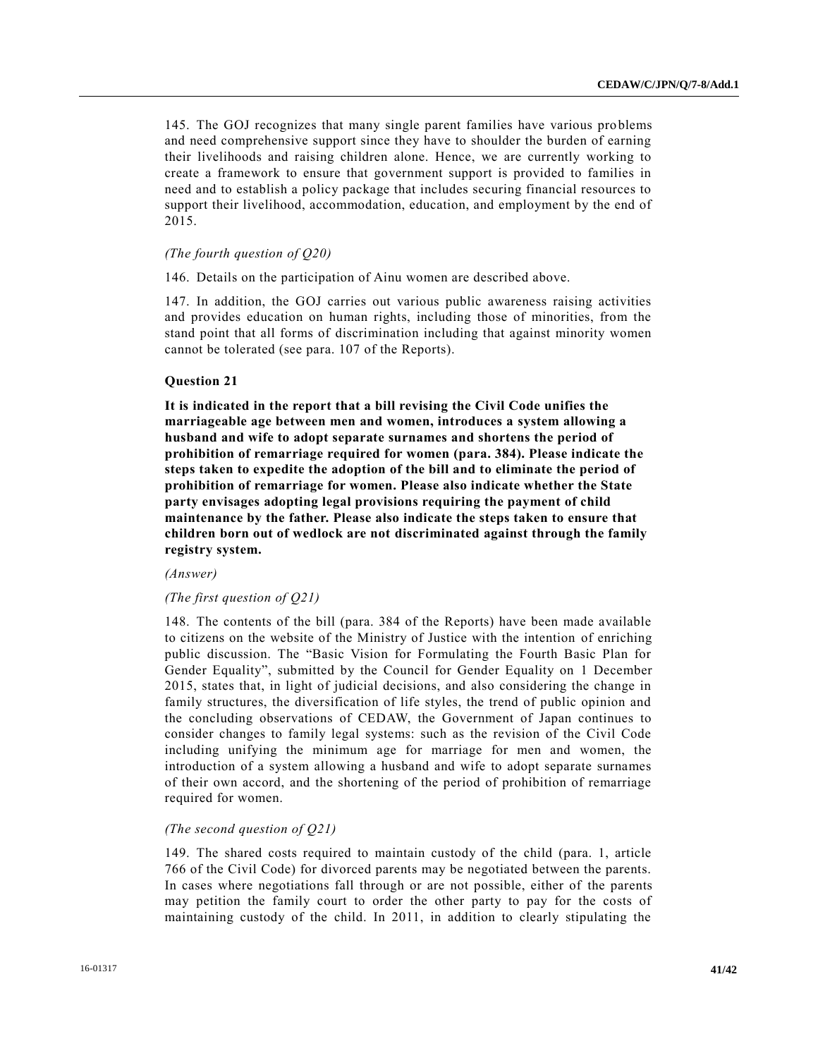145. The GOJ recognizes that many single parent families have various problems and need comprehensive support since they have to shoulder the burden of earning their livelihoods and raising children alone. Hence, we are currently working to create a framework to ensure that government support is provided to families in need and to establish a policy package that includes securing financial resources to support their livelihood, accommodation, education, and employment by the end of 2015.

*(The fourth question of Q20)*

146. Details on the participation of Ainu women are described above.

147. In addition, the GOJ carries out various public awareness raising activities and provides education on human rights, including those of minorities, from the stand point that all forms of discrimination including that against minority women cannot be tolerated (see para. 107 of the Reports).

**Question 21**

**It is indicated in the report that a bill revising the Civil Code unifies the marriageable age between men and women, introduces a system allowing a husband and wife to adopt separate surnames and shortens the period of prohibition of remarriage required for women (para. 384). Please indicate the steps taken to expedite the adoption of the bill and to eliminate the period of prohibition of remarriage for women. Please also indicate whether the State party envisages adopting legal provisions requiring the payment of child maintenance by the father. Please also indicate the steps taken to ensure that children born out of wedlock are not discriminated against through the family registry system.**

*(Answer)*

*(The first question of Q21)*

148. The contents of the bill (para. 384 of the Reports) have been made available to citizens on the website of the Ministry of Justice with the intention of enriching public discussion. The "Basic Vision for Formulating the Fourth Basic Plan for Gender Equality", submitted by the Council for Gender Equality on 1 December 2015, states that, in light of judicial decisions, and also considering the change in family structures, the diversification of life styles, the trend of public opinion and the concluding observations of CEDAW, the Government of Japan continues to consider changes to family legal systems: such as the revision of the Civil Code including unifying the minimum age for marriage for men and women, the introduction of a system allowing a husband and wife to adopt separate surnames of their own accord, and the shortening of the period of prohibition of remarriage required for women.

*(The second question of Q21)*

149. The shared costs required to maintain custody of the child (para. 1, article 766 of the Civil Code) for divorced parents may be negotiated between the parents. In cases where negotiations fall through or are not possible, either of the parents may petition the family court to order the other party to pay for the costs of maintaining custody of the child. In 2011, in addition to clearly stipulating the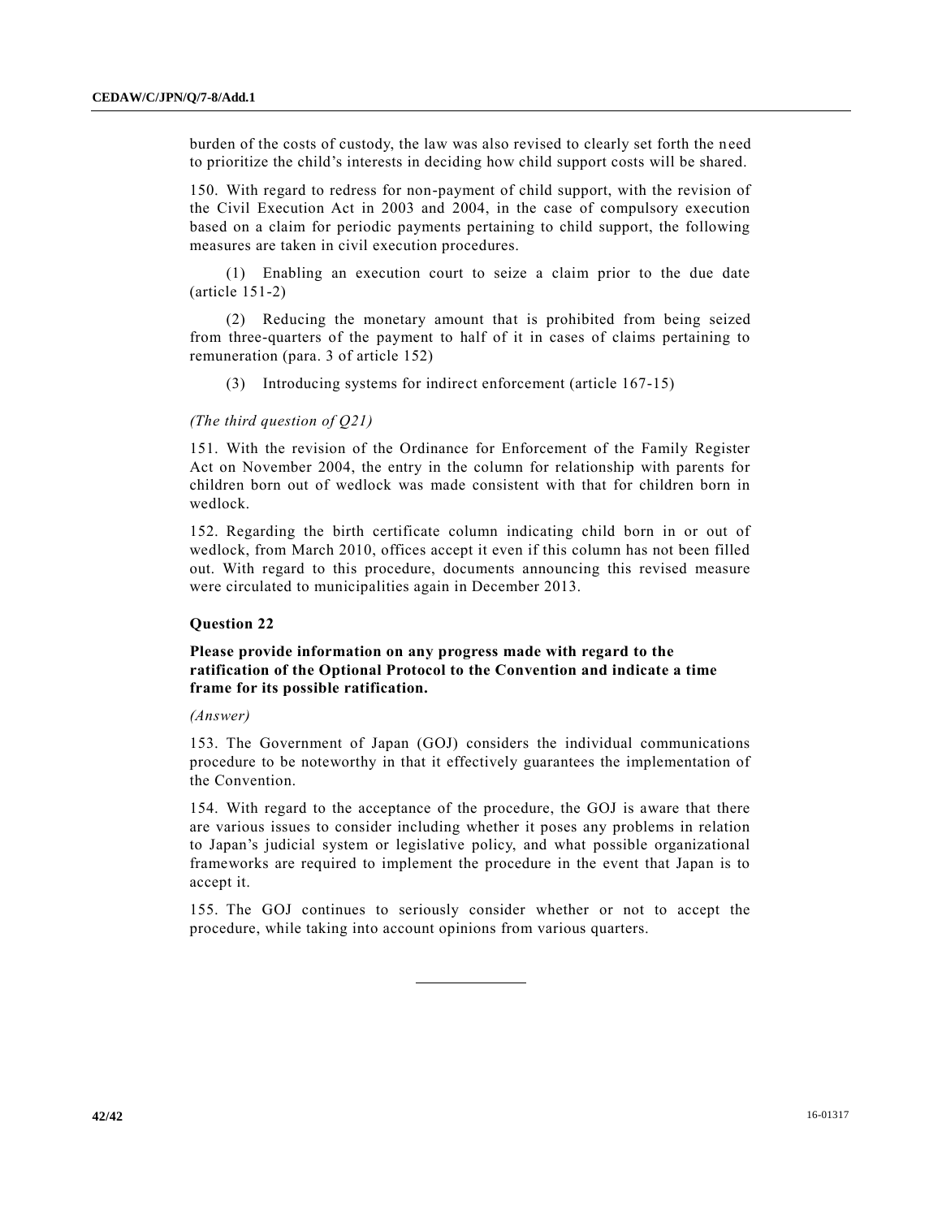burden of the costs of custody, the law was also revised to clearly set forth the need to prioritize the child's interests in deciding how child support costs will be shared.

150. With regard to redress for non-payment of child support, with the revision of the Civil Execution Act in 2003 and 2004, in the case of compulsory execution based on a claim for periodic payments pertaining to child support, the following measures are taken in civil execution procedures.

(1) Enabling an execution court to seize a claim prior to the due date (article 151-2)

(2) Reducing the monetary amount that is prohibited from being seized from three-quarters of the payment to half of it in cases of claims pertaining to remuneration (para. 3 of article 152)

(3) Introducing systems for indirect enforcement (article 167-15)

*(The third question of Q21)*

151. With the revision of the Ordinance for Enforcement of the Family Register Act on November 2004, the entry in the column for relationship with parents for children born out of wedlock was made consistent with that for children born in wedlock.

152. Regarding the birth certificate column indicating child born in or out of wedlock, from March 2010, offices accept it even if this column has not been filled out. With regard to this procedure, documents announcing this revised measure were circulated to municipalities again in December 2013.

**Question 22**

**Please provide information on any progress made with regard to the ratification of the Optional Protocol to the Convention and indicate a time frame for its possible ratification.**

*(Answer)*

153. The Government of Japan (GOJ) considers the individual communications procedure to be noteworthy in that it effectively guarantees the implementation of the Convention.

154. With regard to the acceptance of the procedure, the GOJ is aware that there are various issues to consider including whether it poses any problems in relation to Japan's judicial system or legislative policy, and what possible organizational frameworks are required to implement the procedure in the event that Japan is to accept it.

155. The GOJ continues to seriously consider whether or not to accept the procedure, while taking into account opinions from various quarters.